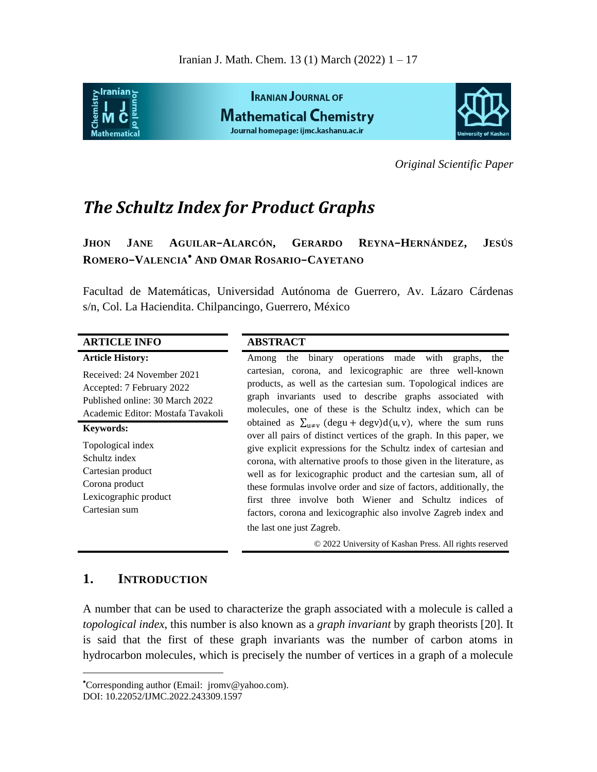Iranian J. Math. Chem. 13 (1) March (2022) 1 – 17

**Iranian Journal of Mathematical Chemistry**

Journal homepage: ijmc.kashanu.ac.ir

*Original Scientific Paper*

# *The Schultz Index for Product Graphs*

**Jhon Jane Aguilar−Alarcón, Gerardo Reyna−Hernández, Jesús Romero−Valencia• and Omar Rosario−Cayetano**

Facultad de Matemáticas, Universidad Autónoma de Guerrero, Av. Lázaro Cárdenas s/n, Col. La Haciendita. Chilpancingo, Guerrero, México

**ARTICLE INFO**

**Article History:**

Received: 24 November 2021
Accepted: 7 February 2022
Published online: 30 March 2022
Academic Editor: Mostafa Tavakoli

**Keywords:**

Topological index
Schultz index
Cartesian product
Corona product
Lexicographic product
Cartesian sum

**ABSTRACT**

Among the binary operations made with graphs, the cartesian, corona, and lexicographic are three well-known products, as well as the cartesian sum. Topological indices are graph invariants used to describe graphs associated with molecules, one of these is the Schultz index, which can be obtained as $\sum_{u\neq v}(\deg u + \deg v)d(u,v)$, where the sum runs over all pairs of distinct vertices of the graph. In this paper, we give explicit expressions for the Schultz index of cartesian and corona, with alternative proofs to those given in the literature, as well as for lexicographic product and the cartesian sum, all of these formulas involve order and size of factors, additionally, the first three involve both Wiener and Schultz indices of factors, corona and lexicographic also involve Zagreb index and the last one just Zagreb.

© 2022 University of Kashan Press. All rights reserved

## 1. Introduction

A number that can be used to characterize the graph associated with a molecule is called a *topological index*, this number is also known as a *graph invariant* by graph theorists [20]. It is said that the first of these graph invariants was the number of carbon atoms in hydrocarbon molecules, which is precisely the number of vertices in a graph of a molecule

•Corresponding author (Email: jromv@yahoo.com).
DOI: 10.22052/IJMC.2022.243309.1597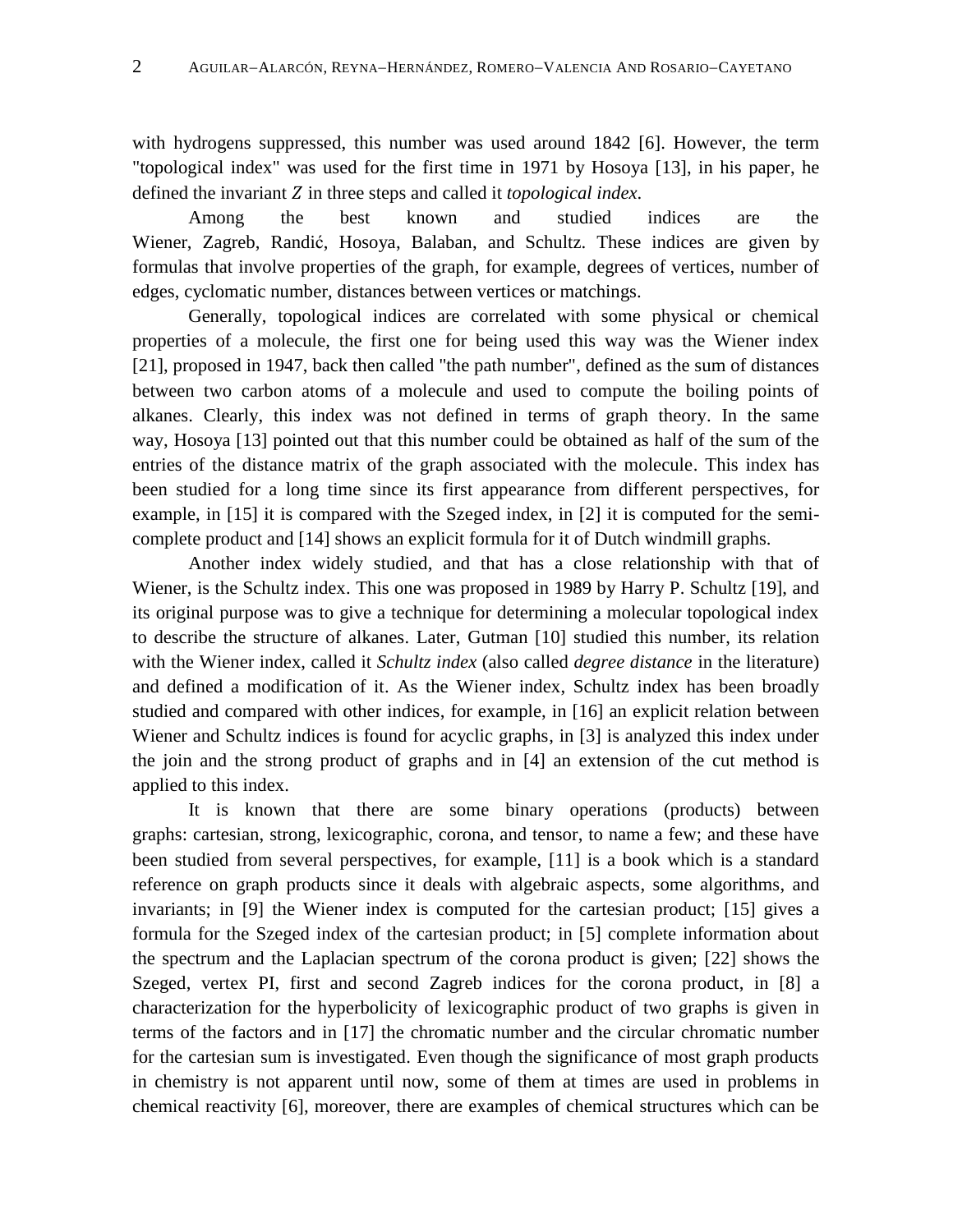with hydrogens suppressed, this number was used around 1842 [6]. However, the term "topological index" was used for the first time in 1971 by Hosoya [13], in his paper, he defined the invariant $Z$ in three steps and called it *topological index*.

Among the best known and studied indices are the Wiener, Zagreb, Randić, Hosoya, Balaban, and Schultz. These indices are given by formulas that involve properties of the graph, for example, degrees of vertices, number of edges, cyclomatic number, distances between vertices or matchings.

Generally, topological indices are correlated with some physical or chemical properties of a molecule, the first one for being used this way was the Wiener index [21], proposed in 1947, back then called "the path number", defined as the sum of distances between two carbon atoms of a molecule and used to compute the boiling points of alkanes. Clearly, this index was not defined in terms of graph theory. In the same way, Hosoya [13] pointed out that this number could be obtained as half of the sum of the entries of the distance matrix of the graph associated with the molecule. This index has been studied for a long time since its first appearance from different perspectives, for example, in [15] it is compared with the Szeged index, in [2] it is computed for the semi-complete product and [14] shows an explicit formula for it of Dutch windmill graphs.

Another index widely studied, and that has a close relationship with that of Wiener, is the Schultz index. This one was proposed in 1989 by Harry P. Schultz [19], and its original purpose was to give a technique for determining a molecular topological index to describe the structure of alkanes. Later, Gutman [10] studied this number, its relation with the Wiener index, called it *Schultz index* (also called *degree distance* in the literature) and defined a modification of it. As the Wiener index, Schultz index has been broadly studied and compared with other indices, for example, in [16] an explicit relation between Wiener and Schultz indices is found for acyclic graphs, in [3] is analyzed this index under the join and the strong product of graphs and in [4] an extension of the cut method is applied to this index.

It is known that there are some binary operations (products) between graphs: cartesian, strong, lexicographic, corona, and tensor, to name a few; and these have been studied from several perspectives, for example, [11] is a book which is a standard reference on graph products since it deals with algebraic aspects, some algorithms, and invariants; in [9] the Wiener index is computed for the cartesian product; [15] gives a formula for the Szeged index of the cartesian product; in [5] complete information about the spectrum and the Laplacian spectrum of the corona product is given; [22] shows the Szeged, vertex PI, first and second Zagreb indices for the corona product, in [8] a characterization for the hyperbolicity of lexicographic product of two graphs is given in terms of the factors and in [17] the chromatic number and the circular chromatic number for the cartesian sum is investigated. Even though the significance of most graph products in chemistry is not apparent until now, some of them at times are used in problems in chemical reactivity [6], moreover, there are examples of chemical structures which can be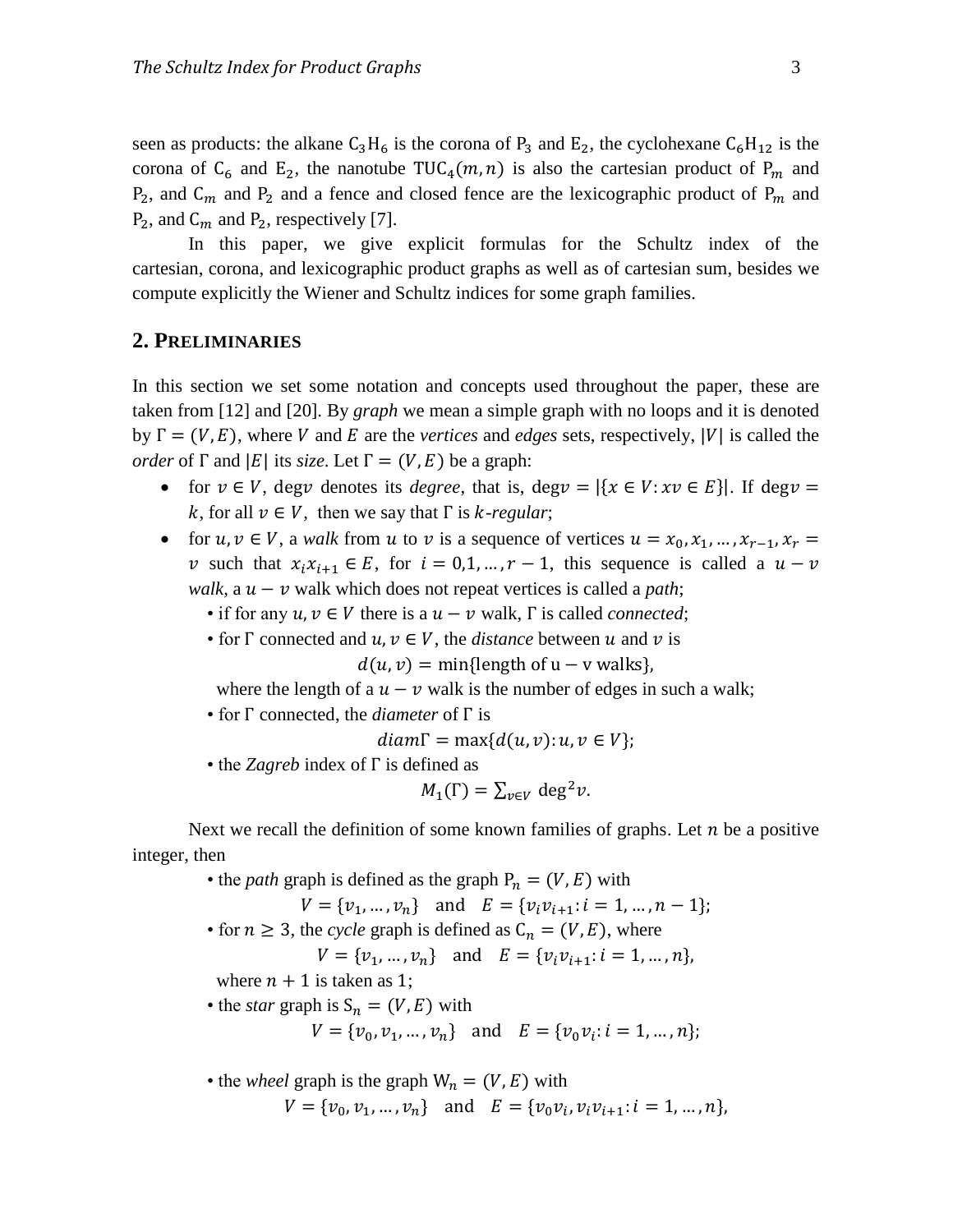seen as products: the alkane $\mathrm{C_3H_6}$ is the corona of $\mathrm{P_3}$ and $\mathrm{E_2}$, the cyclohexane $\mathrm{C_6H_{12}}$ is the corona of $\mathrm{C_6}$ and $\mathrm{E_2}$, the nanotube $\mathrm{TUC_4}(m,n)$ is also the cartesian product of $\mathrm{P}_m$ and $\mathrm{P_2}$, and $\mathrm{C}_m$ and $\mathrm{P_2}$ and a fence and closed fence are the lexicographic product of $\mathrm{P}_m$ and $\mathrm{P_2}$, and $\mathrm{C}_m$ and $\mathrm{P_2}$, respectively [7].

In this paper, we give explicit formulas for the Schultz index of the cartesian, corona, and lexicographic product graphs as well as of cartesian sum, besides we compute explicitly the Wiener and Schultz indices for some graph families.

## 2. Preliminaries

In this section we set some notation and concepts used throughout the paper, these are taken from [12] and [20]. By *graph* we mean a simple graph with no loops and it is denoted by $\Gamma = (V, E)$, where $V$ and $E$ are the *vertices* and *edges* sets, respectively, $|V|$ is called the *order* of $\Gamma$ and $|E|$ its *size*. Let $\Gamma = (V, E)$ be a graph:

- for $v \in V$, $\deg v$ denotes its *degree*, that is, $\deg v = |\{x \in V : xv \in E\}|$. If $\deg v = k$, for all $v \in V$, then we say that $\Gamma$ is $k$-*regular*;
- for $u, v \in V$, a *walk* from $u$ to $v$ is a sequence of vertices $u = x_0, x_1, \ldots, x_{r-1}, x_r = v$ such that $x_i x_{i+1} \in E$, for $i = 0,1, \ldots, r-1$, this sequence is called a $u - v$ *walk*, a $u - v$ walk which does not repeat vertices is called a *path*;
  - if for any $u, v \in V$ there is a $u - v$ walk, $\Gamma$ is called *connected*;
  - for $\Gamma$ connected and $u, v \in V$, the *distance* between $u$ and $v$ is
  $$d(u, v) = \min\{\text{length of u} - \text{v walks}\},$$
  where the length of a $u - v$ walk is the number of edges in such a walk;
  - for $\Gamma$ connected, the *diameter* of $\Gamma$ is
  $$diam\Gamma = \max\{d(u, v) : u, v \in V\};$$
  - the *Zagreb* index of $\Gamma$ is defined as
  $$M_1(\Gamma) = \sum_{v \in V} \deg^2 v.$$

Next we recall the definition of some known families of graphs. Let $n$ be a positive integer, then

- the *path* graph is defined as the graph $\mathrm{P}_n = (V, E)$ with
$$V = \{v_1, \ldots, v_n\} \quad \text{and} \quad E = \{v_i v_{i+1} : i = 1, \ldots, n-1\};$$
- for $n \geq 3$, the *cycle* graph is defined as $\mathrm{C}_n = (V, E)$, where
$$V = \{v_1, \ldots, v_n\} \quad \text{and} \quad E = \{v_i v_{i+1} : i = 1, \ldots, n\},$$
where $n + 1$ is taken as 1;
- the *star* graph is $\mathrm{S}_n = (V, E)$ with
$$V = \{v_0, v_1, \ldots, v_n\} \quad \text{and} \quad E = \{v_0 v_i : i = 1, \ldots, n\};$$
- the *wheel* graph is the graph $\mathrm{W}_n = (V, E)$ with
$$V = \{v_0, v_1, \ldots, v_n\} \quad \text{and} \quad E = \{v_0 v_i, v_i v_{i+1} : i = 1, \ldots, n\},$$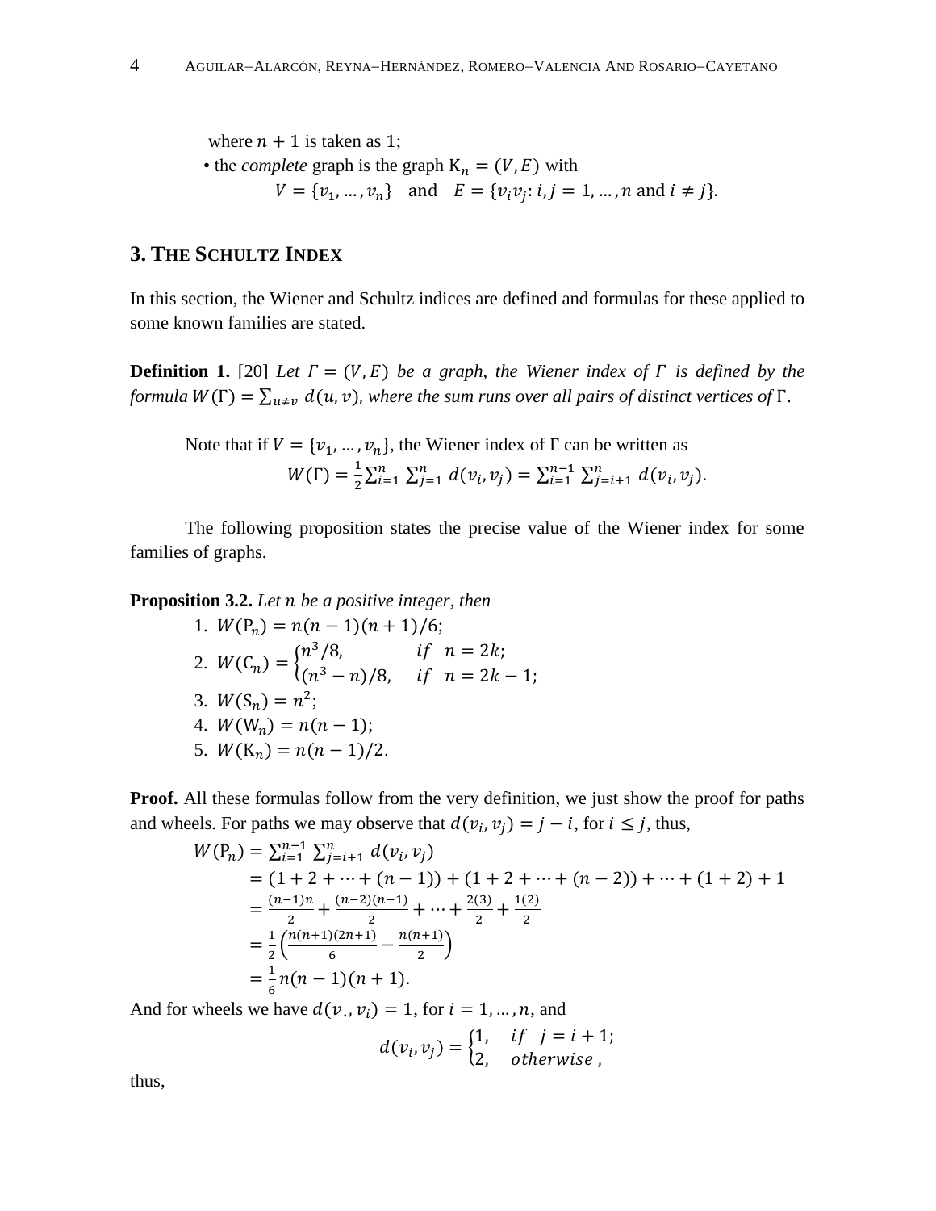where $n+1$ is taken as 1;

- the *complete* graph is the graph $\mathrm{K}_n = (V, E)$ with

$$V = \{v_1, \dots, v_n\} \quad \text{and} \quad E = \{v_i v_j : i, j = 1, \dots, n \text{ and } i \neq j\}.$$

## 3. The Schultz Index

In this section, the Wiener and Schultz indices are defined and formulas for these applied to some known families are stated.

**Definition 1.** [20] *Let $\Gamma = (V, E)$ be a graph, the Wiener index of $\Gamma$ is defined by the formula $W(\Gamma) = \sum_{u \neq v} d(u, v)$, where the sum runs over all pairs of distinct vertices of* $\Gamma$.

Note that if $V = \{v_1, \dots, v_n\}$, the Wiener index of $\Gamma$ can be written as

$$W(\Gamma) = \frac{1}{2}\sum_{i=1}^{n} \sum_{j=1}^{n} d(v_i, v_j) = \sum_{i=1}^{n-1} \sum_{j=i+1}^{n} d(v_i, v_j).$$

The following proposition states the precise value of the Wiener index for some families of graphs.

**Proposition 3.2.** *Let $n$ be a positive integer, then*

1. $W(\mathrm{P}_n) = n(n-1)(n+1)/6$;
2. $W(\mathrm{C}_n) = \begin{cases} n^3/8, & if \quad n = 2k; \\ (n^3 - n)/8, & if \quad n = 2k-1; \end{cases}$
3. $W(\mathrm{S}_n) = n^2$;
4. $W(\mathrm{W}_n) = n(n-1)$;
5. $W(\mathrm{K}_n) = n(n-1)/2$.

**Proof.** All these formulas follow from the very definition, we just show the proof for paths and wheels. For paths we may observe that $d(v_i, v_j) = j - i$, for $i \leq j$, thus,

$$\begin{aligned}
W(\mathrm{P}_n) &= \sum_{i=1}^{n-1} \sum_{j=i+1}^{n} d(v_i, v_j) \\
&= (1 + 2 + \cdots + (n-1)) + (1 + 2 + \cdots + (n-2)) + \cdots + (1 + 2) + 1 \\
&= \frac{(n-1)n}{2} + \frac{(n-2)(n-1)}{2} + \cdots + \frac{2(3)}{2} + \frac{1(2)}{2} \\
&= \frac{1}{2}\left(\frac{n(n+1)(2n+1)}{6} - \frac{n(n+1)}{2}\right) \\
&= \frac{1}{6} n(n-1)(n+1).
\end{aligned}$$

And for wheels we have $d(v_., v_i) = 1$, for $i = 1, \dots, n$, and

$$d(v_i, v_j) = \begin{cases} 1, & if \quad j = i+1; \\ 2, & otherwise, \end{cases}$$

thus,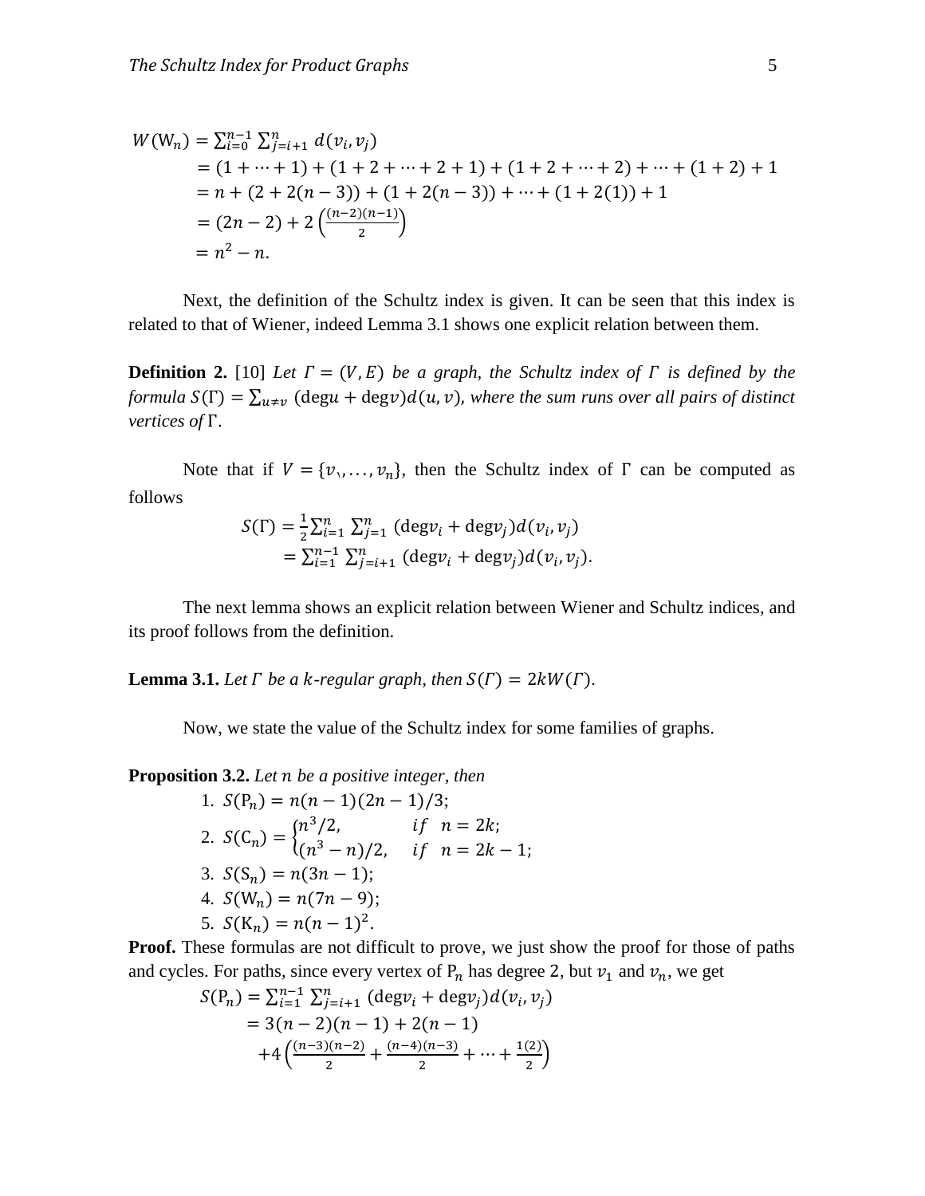$$
\begin{aligned}
W(\mathrm{W}_n) &= \sum_{i=0}^{n-1} \sum_{j=i+1}^{n} d(v_i, v_j) \\
&= (1 + \cdots + 1) + (1 + 2 + \cdots + 2 + 1) + (1 + 2 + \cdots + 2) + \cdots + (1 + 2) + 1 \\
&= n + (2 + 2(n-3)) + (1 + 2(n-3)) + \cdots + (1 + 2(1)) + 1 \\
&= (2n-2) + 2\left(\frac{(n-2)(n-1)}{2}\right) \\
&= n^2 - n.
\end{aligned}
$$

Next, the definition of the Schultz index is given. It can be seen that this index is related to that of Wiener, indeed Lemma 3.1 shows one explicit relation between them.

**Definition 2.** [10] *Let $\Gamma = (V, E)$ be a graph, the Schultz index of $\Gamma$ is defined by the formula $S(\Gamma) = \sum_{u \neq v} (\deg u + \deg v) d(u, v)$, where the sum runs over all pairs of distinct vertices of* $\Gamma$.

Note that if $V = \{v_1, \ldots, v_n\}$, then the Schultz index of $\Gamma$ can be computed as follows

$$
\begin{aligned}
S(\Gamma) &= \frac{1}{2} \sum_{i=1}^{n} \sum_{j=1}^{n} (\deg v_i + \deg v_j) d(v_i, v_j) \\
&= \sum_{i=1}^{n-1} \sum_{j=i+1}^{n} (\deg v_i + \deg v_j) d(v_i, v_j).
\end{aligned}
$$

The next lemma shows an explicit relation between Wiener and Schultz indices, and its proof follows from the definition.

**Lemma 3.1.** *Let $\Gamma$ be a $k$-regular graph, then $S(\Gamma) = 2kW(\Gamma)$.*

Now, we state the value of the Schultz index for some families of graphs.

**Proposition 3.2.** *Let $n$ be a positive integer, then*

1. $S(\mathrm{P}_n) = n(n-1)(2n-1)/3$;
2. $S(\mathrm{C}_n) = \begin{cases} n^3/2, & if \quad n = 2k; \\ (n^3 - n)/2, & if \quad n = 2k-1; \end{cases}$
3. $S(\mathrm{S}_n) = n(3n-1)$;
4. $S(\mathrm{W}_n) = n(7n-9)$;
5. $S(\mathrm{K}_n) = n(n-1)^2$.

**Proof.** These formulas are not difficult to prove, we just show the proof for those of paths and cycles. For paths, since every vertex of $\mathrm{P}_n$ has degree 2, but $v_1$ and $v_n$, we get

$$
\begin{aligned}
S(\mathrm{P}_n) &= \sum_{i=1}^{n-1} \sum_{j=i+1}^{n} (\deg v_i + \deg v_j) d(v_i, v_j) \\
&= 3(n-2)(n-1) + 2(n-1) \\
&\quad + 4\left(\frac{(n-3)(n-2)}{2} + \frac{(n-4)(n-3)}{2} + \cdots + \frac{1(2)}{2}\right)
\end{aligned}
$$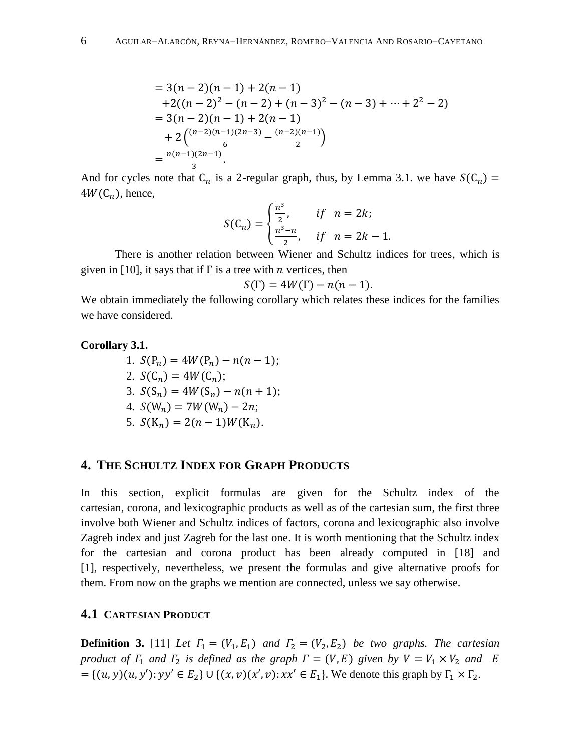$$
\begin{aligned}
&= 3(n-2)(n-1) + 2(n-1) \\
&\quad +2((n-2)^2 - (n-2) + (n-3)^2 - (n-3) + \cdots + 2^2 - 2) \\
&= 3(n-2)(n-1) + 2(n-1) \\
&\quad + 2\left(\frac{(n-2)(n-1)(2n-3)}{6} - \frac{(n-2)(n-1)}{2}\right) \\
&= \frac{n(n-1)(2n-1)}{3}.
\end{aligned}
$$

And for cycles note that $C_n$ is a 2-regular graph, thus, by Lemma 3.1. we have $S(C_n) = 4W(C_n)$, hence,

$$
S(C_n) = \begin{cases} \frac{n^3}{2}, & if \quad n = 2k; \\ \frac{n^3-n}{2}, & if \quad n = 2k-1. \end{cases}
$$

There is another relation between Wiener and Schultz indices for trees, which is given in [10], it says that if $\Gamma$ is a tree with $n$ vertices, then

$$
S(\Gamma) = 4W(\Gamma) - n(n-1).
$$

We obtain immediately the following corollary which relates these indices for the families we have considered.

**Corollary 3.1.**

1. $S(P_n) = 4W(P_n) - n(n-1)$;
2. $S(C_n) = 4W(C_n)$;
3. $S(S_n) = 4W(S_n) - n(n+1)$;
4. $S(W_n) = 7W(W_n) - 2n$;
5. $S(K_n) = 2(n-1)W(K_n)$.

## 4. The Schultz Index for Graph Products

In this section, explicit formulas are given for the Schultz index of the cartesian, corona, and lexicographic products as well as of the cartesian sum, the first three involve both Wiener and Schultz indices of factors, corona and lexicographic also involve Zagreb index and just Zagreb for the last one. It is worth mentioning that the Schultz index for the cartesian and corona product has been already computed in [18] and [1], respectively, nevertheless, we present the formulas and give alternative proofs for them. From now on the graphs we mention are connected, unless we say otherwise.

### 4.1 Cartesian Product

**Definition 3.** [11] *Let $\Gamma_1 = (V_1, E_1)$ and $\Gamma_2 = (V_2, E_2)$ be two graphs. The cartesian product of $\Gamma_1$ and $\Gamma_2$ is defined as the graph $\Gamma = (V, E)$ given by $V = V_1 \times V_2$ and $E = \{(u, y)(u, y') : yy' \in E_2\} \cup \{(x, v)(x', v) : xx' \in E_1\}$.* We denote this graph by $\Gamma_1 \times \Gamma_2$.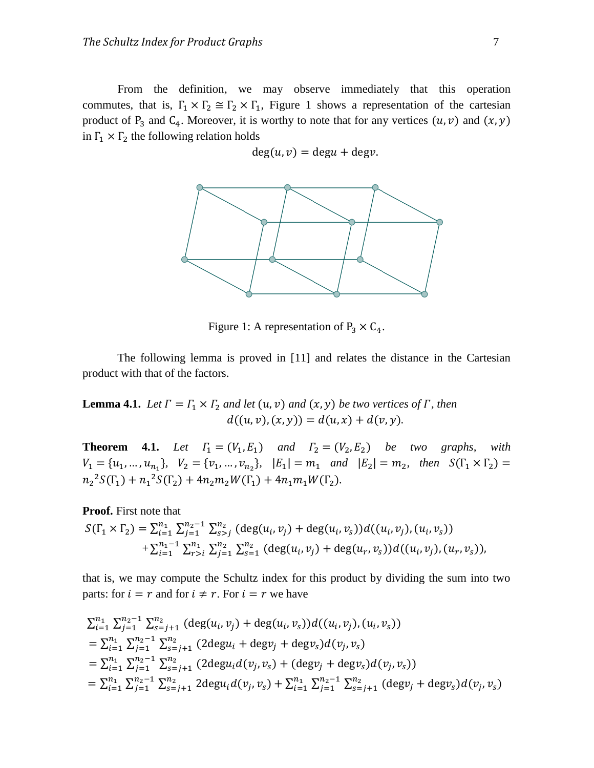From the definition, we may observe immediately that this operation commutes, that is, $\Gamma_1 \times \Gamma_2 \cong \Gamma_2 \times \Gamma_1$, Figure 1 shows a representation of the cartesian product of $P_3$ and $C_4$. Moreover, it is worthy to note that for any vertices $(u, v)$ and $(x, y)$ in $\Gamma_1 \times \Gamma_2$ the following relation holds

$$\deg(u, v) = \deg u + \deg v.$$

Figure 1: A representation of $P_3 \times C_4$.

The following lemma is proved in [11] and relates the distance in the Cartesian product with that of the factors.

**Lemma 4.1.** *Let $\Gamma = \Gamma_1 \times \Gamma_2$ and let $(u, v)$ and $(x, y)$ be two vertices of $\Gamma$, then*

$$d((u, v), (x, y)) = d(u, x) + d(v, y).$$

**Theorem 4.1.** *Let $\Gamma_1 = (V_1, E_1)$ and $\Gamma_2 = (V_2, E_2)$ be two graphs, with $V_1 = \{u_1, \dots, u_{n_1}\}$, $V_2 = \{v_1, \dots, v_{n_2}\}$, $|E_1| = m_1$ and $|E_2| = m_2$, then $S(\Gamma_1 \times \Gamma_2) = {n_2}^2 S(\Gamma_1) + {n_1}^2 S(\Gamma_2) + 4n_2 m_2 W(\Gamma_1) + 4n_1 m_1 W(\Gamma_2)$.*

**Proof.** First note that

$$S(\Gamma_1 \times \Gamma_2) = \sum_{i=1}^{n_1} \sum_{j=1}^{n_2-1} \sum_{s>j}^{n_2} (\deg(u_i, v_j) + \deg(u_i, v_s)) d((u_i, v_j), (u_i, v_s))$$
$$+ \sum_{i=1}^{n_1-1} \sum_{r>i}^{n_1} \sum_{j=1}^{n_2} \sum_{s=1}^{n_2} (\deg(u_i, v_j) + \deg(u_r, v_s)) d((u_i, v_j), (u_r, v_s)),$$

that is, we may compute the Schultz index for this product by dividing the sum into two parts: for $i = r$ and for $i \neq r$. For $i = r$ we have

$$\sum_{i=1}^{n_1} \sum_{j=1}^{n_2-1} \sum_{s=j+1}^{n_2} (\deg(u_i, v_j) + \deg(u_i, v_s)) d((u_i, v_j), (u_i, v_s))$$
$$= \sum_{i=1}^{n_1} \sum_{j=1}^{n_2-1} \sum_{s=j+1}^{n_2} (2\deg u_i + \deg v_j + \deg v_s) d(v_j, v_s)$$
$$= \sum_{i=1}^{n_1} \sum_{j=1}^{n_2-1} \sum_{s=j+1}^{n_2} (2\deg u_i d(v_j, v_s) + (\deg v_j + \deg v_s) d(v_j, v_s))$$
$$= \sum_{i=1}^{n_1} \sum_{j=1}^{n_2-1} \sum_{s=j+1}^{n_2} 2\deg u_i d(v_j, v_s) + \sum_{i=1}^{n_1} \sum_{j=1}^{n_2-1} \sum_{s=j+1}^{n_2} (\deg v_j + \deg v_s) d(v_j, v_s)$$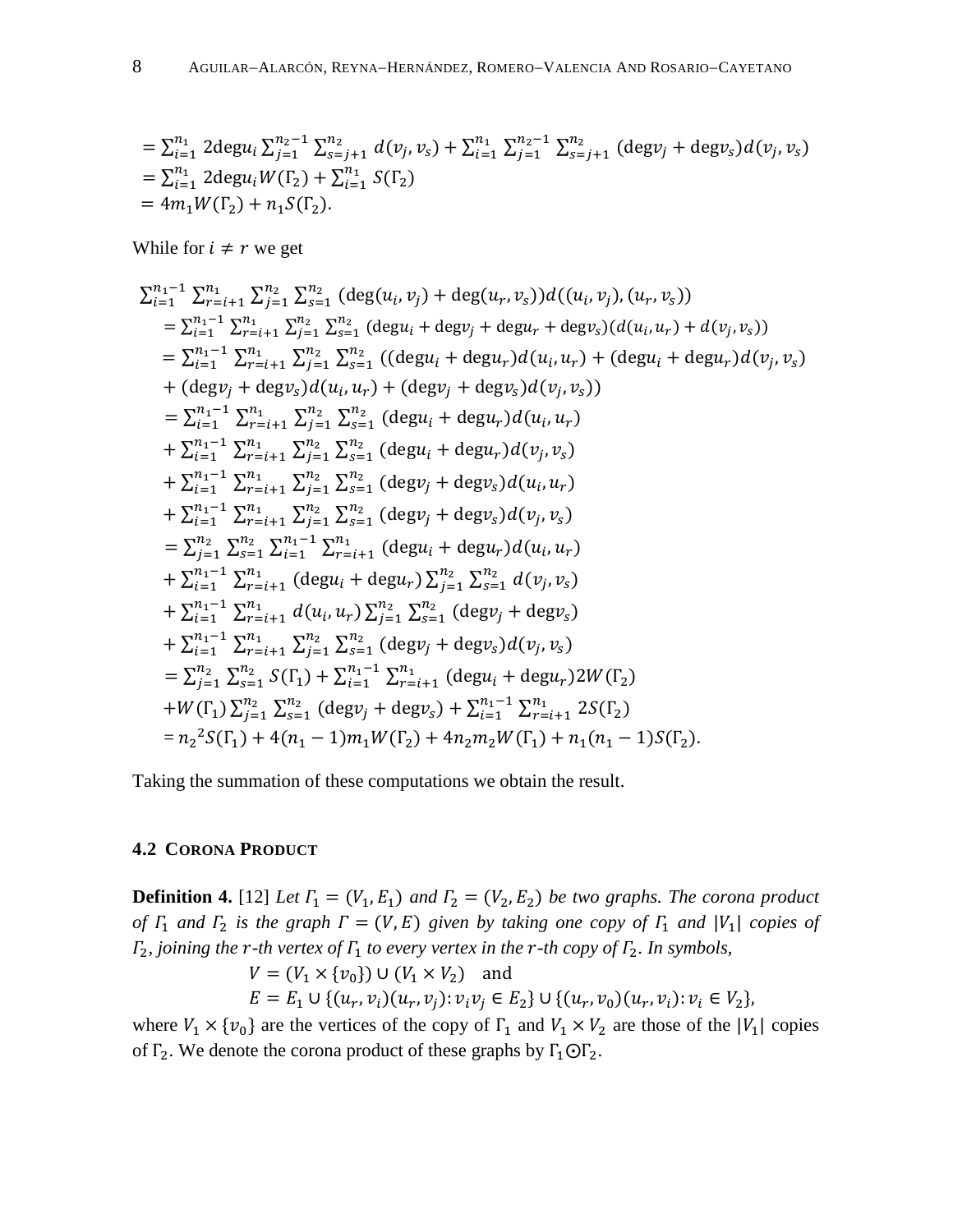$$
\begin{aligned}
&= \sum_{i=1}^{n_1} 2\deg u_i \sum_{j=1}^{n_2-1} \sum_{s=j+1}^{n_2} d(v_j, v_s) + \sum_{i=1}^{n_1} \sum_{j=1}^{n_2-1} \sum_{s=j+1}^{n_2} (\deg v_j + \deg v_s) d(v_j, v_s) \\
&= \sum_{i=1}^{n_1} 2\deg u_i W(\Gamma_2) + \sum_{i=1}^{n_1} S(\Gamma_2) \\
&= 4m_1 W(\Gamma_2) + n_1 S(\Gamma_2).
\end{aligned}
$$

While for $i \neq r$ we get

$$
\begin{aligned}
&\sum_{i=1}^{n_1-1} \sum_{r=i+1}^{n_1} \sum_{j=1}^{n_2} \sum_{s=1}^{n_2} (\deg(u_i, v_j) + \deg(u_r, v_s)) d((u_i, v_j), (u_r, v_s)) \\
&= \sum_{i=1}^{n_1-1} \sum_{r=i+1}^{n_1} \sum_{j=1}^{n_2} \sum_{s=1}^{n_2} (\deg u_i + \deg v_j + \deg u_r + \deg v_s)(d(u_i, u_r) + d(v_j, v_s)) \\
&= \sum_{i=1}^{n_1-1} \sum_{r=i+1}^{n_1} \sum_{j=1}^{n_2} \sum_{s=1}^{n_2} ((\deg u_i + \deg u_r) d(u_i, u_r) + (\deg u_i + \deg u_r) d(v_j, v_s) \\
&\quad + (\deg v_j + \deg v_s) d(u_i, u_r) + (\deg v_j + \deg v_s) d(v_j, v_s)) \\
&= \sum_{i=1}^{n_1-1} \sum_{r=i+1}^{n_1} \sum_{j=1}^{n_2} \sum_{s=1}^{n_2} (\deg u_i + \deg u_r) d(u_i, u_r) \\
&\quad + \sum_{i=1}^{n_1-1} \sum_{r=i+1}^{n_1} \sum_{j=1}^{n_2} \sum_{s=1}^{n_2} (\deg u_i + \deg u_r) d(v_j, v_s) \\
&\quad + \sum_{i=1}^{n_1-1} \sum_{r=i+1}^{n_1} \sum_{j=1}^{n_2} \sum_{s=1}^{n_2} (\deg v_j + \deg v_s) d(u_i, u_r) \\
&\quad + \sum_{i=1}^{n_1-1} \sum_{r=i+1}^{n_1} \sum_{j=1}^{n_2} \sum_{s=1}^{n_2} (\deg v_j + \deg v_s) d(v_j, v_s) \\
&= \sum_{j=1}^{n_2} \sum_{s=1}^{n_2} \sum_{i=1}^{n_1-1} \sum_{r=i+1}^{n_1} (\deg u_i + \deg u_r) d(u_i, u_r) \\
&\quad + \sum_{i=1}^{n_1-1} \sum_{r=i+1}^{n_1} (\deg u_i + \deg u_r) \sum_{j=1}^{n_2} \sum_{s=1}^{n_2} d(v_j, v_s) \\
&\quad + \sum_{i=1}^{n_1-1} \sum_{r=i+1}^{n_1} d(u_i, u_r) \sum_{j=1}^{n_2} \sum_{s=1}^{n_2} (\deg v_j + \deg v_s) \\
&\quad + \sum_{i=1}^{n_1-1} \sum_{r=i+1}^{n_1} \sum_{j=1}^{n_2} \sum_{s=1}^{n_2} (\deg v_j + \deg v_s) d(v_j, v_s) \\
&= \sum_{j=1}^{n_2} \sum_{s=1}^{n_2} S(\Gamma_1) + \sum_{i=1}^{n_1-1} \sum_{r=i+1}^{n_1} (\deg u_i + \deg u_r) 2W(\Gamma_2) \\
&\quad + W(\Gamma_1) \sum_{j=1}^{n_2} \sum_{s=1}^{n_2} (\deg v_j + \deg v_s) + \sum_{i=1}^{n_1-1} \sum_{r=i+1}^{n_1} 2S(\Gamma_2) \\
&= {n_2}^2 S(\Gamma_1) + 4(n_1 - 1) m_1 W(\Gamma_2) + 4 n_2 m_2 W(\Gamma_1) + n_1(n_1 - 1) S(\Gamma_2).
\end{aligned}
$$

Taking the summation of these computations we obtain the result.

### 4.2 Corona Product

**Definition 4.** [12] *Let $\Gamma_1 = (V_1, E_1)$ and $\Gamma_2 = (V_2, E_2)$ be two graphs. The corona product of $\Gamma_1$ and $\Gamma_2$ is the graph $\Gamma = (V, E)$ given by taking one copy of $\Gamma_1$ and $|V_1|$ copies of $\Gamma_2$, joining the $r$-th vertex of $\Gamma_1$ to every vertex in the $r$-th copy of $\Gamma_2$. In symbols,*

$$V = (V_1 \times \{v_0\}) \cup (V_1 \times V_2) \quad \text{and}$$

$$E = E_1 \cup \{(u_r, v_i)(u_r, v_j) : v_i v_j \in E_2\} \cup \{(u_r, v_0)(u_r, v_i) : v_i \in V_2\},$$

where $V_1 \times \{v_0\}$ are the vertices of the copy of $\Gamma_1$ and $V_1 \times V_2$ are those of the $|V_1|$ copies of $\Gamma_2$. We denote the corona product of these graphs by $\Gamma_1 \odot \Gamma_2$.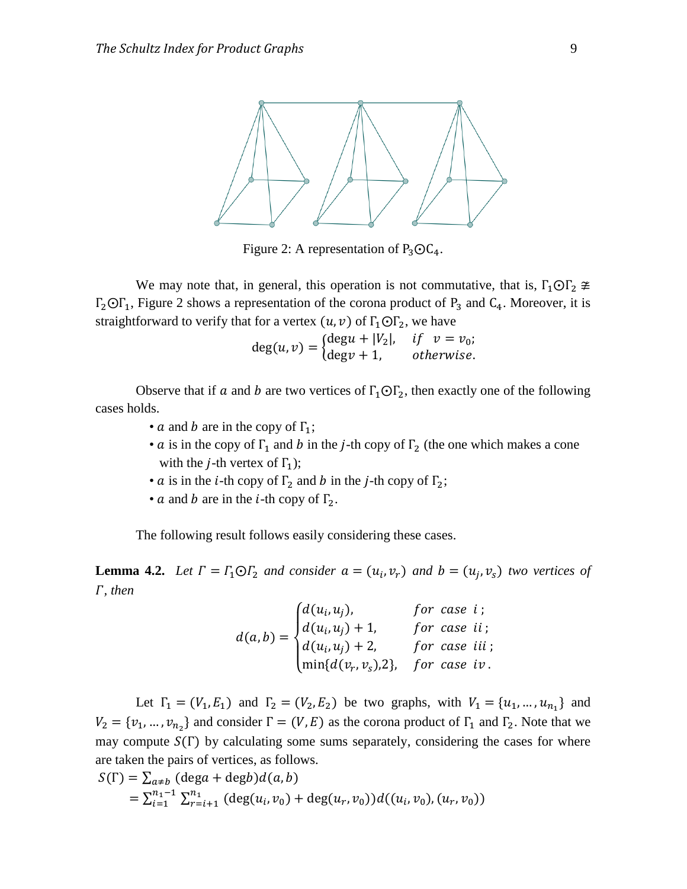Figure 2: A representation of $P_3 \odot C_4$.

We may note that, in general, this operation is not commutative, that is, $\Gamma_1 \odot \Gamma_2 \ncong \Gamma_2 \odot \Gamma_1$, Figure 2 shows a representation of the corona product of $P_3$ and $C_4$. Moreover, it is straightforward to verify that for a vertex $(u, v)$ of $\Gamma_1 \odot \Gamma_2$, we have

$$\deg(u, v) = \begin{cases} \deg u + |V_2|, & if \quad v = v_0; \\ \deg v + 1, & otherwise. \end{cases}$$

Observe that if $a$ and $b$ are two vertices of $\Gamma_1 \odot \Gamma_2$, then exactly one of the following cases holds.

- $a$ and $b$ are in the copy of $\Gamma_1$;
- $a$ is in the copy of $\Gamma_1$ and $b$ in the $j$-th copy of $\Gamma_2$ (the one which makes a cone with the $j$-th vertex of $\Gamma_1$);
- $a$ is in the $i$-th copy of $\Gamma_2$ and $b$ in the $j$-th copy of $\Gamma_2$;
- $a$ and $b$ are in the $i$-th copy of $\Gamma_2$.

The following result follows easily considering these cases.

**Lemma 4.2.** *Let $\Gamma = \Gamma_1 \odot \Gamma_2$ and consider $a = (u_i, v_r)$ and $b = (u_j, v_s)$ two vertices of $\Gamma$, then*

$$d(a, b) = \begin{cases} d(u_i, u_j), & for\ case\ i\,; \\ d(u_i, u_j) + 1, & for\ case\ ii\,; \\ d(u_i, u_j) + 2, & for\ case\ iii\,; \\ \min\{d(v_r, v_s), 2\}, & for\ case\ iv\,. \end{cases}$$

Let $\Gamma_1 = (V_1, E_1)$ and $\Gamma_2 = (V_2, E_2)$ be two graphs, with $V_1 = \{u_1, \dots, u_{n_1}\}$ and $V_2 = \{v_1, \dots, v_{n_2}\}$ and consider $\Gamma = (V, E)$ as the corona product of $\Gamma_1$ and $\Gamma_2$. Note that we may compute $S(\Gamma)$ by calculating some sums separately, considering the cases for where are taken the pairs of vertices, as follows.

$$S(\Gamma) = \sum_{a \neq b} (\deg a + \deg b) d(a, b)$$

$$= \sum_{i=1}^{n_1 - 1} \sum_{r=i+1}^{n_1} (\deg(u_i, v_0) + \deg(u_r, v_0)) d((u_i, v_0), (u_r, v_0))$$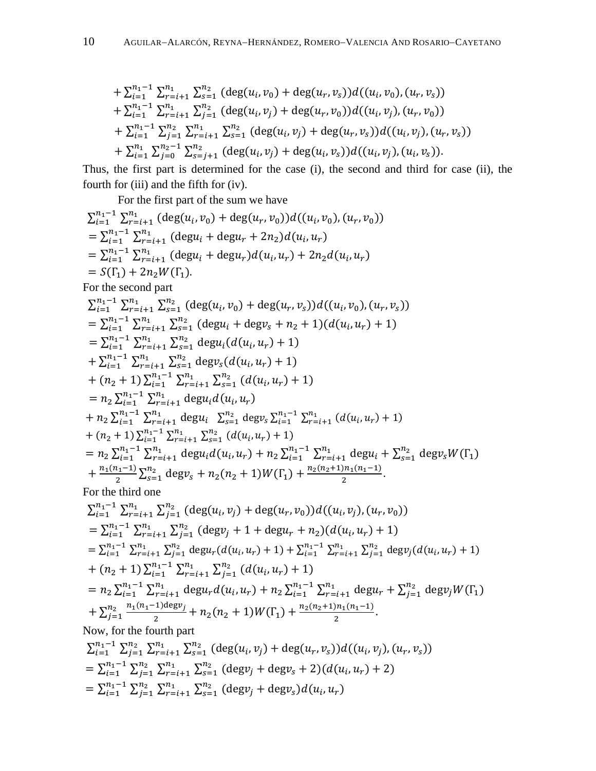$$+\sum_{i=1}^{n_1-1}\sum_{r=i+1}^{n_1}\sum_{s=1}^{n_2}(\deg(u_i,v_0)+\deg(u_r,v_s))d((u_i,v_0),(u_r,v_s))$$
$$+\sum_{i=1}^{n_1-1}\sum_{r=i+1}^{n_1}\sum_{j=1}^{n_2}(\deg(u_i,v_j)+\deg(u_r,v_0))d((u_i,v_j),(u_r,v_0))$$
$$+\sum_{i=1}^{n_1-1}\sum_{j=1}^{n_2}\sum_{r=i+1}^{n_1}\sum_{s=1}^{n_2}(\deg(u_i,v_j)+\deg(u_r,v_s))d((u_i,v_j),(u_r,v_s))$$
$$+\sum_{i=1}^{n_1}\sum_{j=0}^{n_2-1}\sum_{s=j+1}^{n_2}(\deg(u_i,v_j)+\deg(u_i,v_s))d((u_i,v_j),(u_i,v_s)).$$

Thus, the first part is determined for the case (i), the second and third for case (ii), the fourth for (iii) and the fifth for (iv).

For the first part of the sum we have

$$\sum_{i=1}^{n_1-1}\sum_{r=i+1}^{n_1}(\deg(u_i,v_0)+\deg(u_r,v_0))d((u_i,v_0),(u_r,v_0))$$
$$=\sum_{i=1}^{n_1-1}\sum_{r=i+1}^{n_1}(\deg u_i+\deg u_r+2n_2)d(u_i,u_r)$$
$$=\sum_{i=1}^{n_1-1}\sum_{r=i+1}^{n_1}(\deg u_i+\deg u_r)d(u_i,u_r)+2n_2d(u_i,u_r)$$
$$=S(\Gamma_1)+2n_2W(\Gamma_1).$$

For the second part

$$\sum_{i=1}^{n_1-1}\sum_{r=i+1}^{n_1}\sum_{s=1}^{n_2}(\deg(u_i,v_0)+\deg(u_r,v_s))d((u_i,v_0),(u_r,v_s))$$
$$=\sum_{i=1}^{n_1-1}\sum_{r=i+1}^{n_1}\sum_{s=1}^{n_2}(\deg u_i+\deg v_s+n_2+1)(d(u_i,u_r)+1)$$
$$=\sum_{i=1}^{n_1-1}\sum_{r=i+1}^{n_1}\sum_{s=1}^{n_2}\deg u_i(d(u_i,u_r)+1)$$
$$+\sum_{i=1}^{n_1-1}\sum_{r=i+1}^{n_1}\sum_{s=1}^{n_2}\deg v_s(d(u_i,u_r)+1)$$
$$+(n_2+1)\sum_{i=1}^{n_1-1}\sum_{r=i+1}^{n_1}\sum_{s=1}^{n_2}(d(u_i,u_r)+1)$$
$$=n_2\sum_{i=1}^{n_1-1}\sum_{r=i+1}^{n_1}\deg u_i d(u_i,u_r)$$
$$+n_2\sum_{i=1}^{n_1-1}\sum_{r=i+1}^{n_1}\deg u_i\quad\sum_{s=1}^{n_2}\deg v_s\sum_{i=1}^{n_1-1}\sum_{r=i+1}^{n_1}(d(u_i,u_r)+1)$$
$$+(n_2+1)\sum_{i=1}^{n_1-1}\sum_{r=i+1}^{n_1}\sum_{s=1}^{n_2}(d(u_i,u_r)+1)$$
$$=n_2\sum_{i=1}^{n_1-1}\sum_{r=i+1}^{n_1}\deg u_i d(u_i,u_r)+n_2\sum_{i=1}^{n_1-1}\sum_{r=i+1}^{n_1}\deg u_i+\sum_{s=1}^{n_2}\deg v_s W(\Gamma_1)$$
$$+\frac{n_1(n_1-1)}{2}\sum_{s=1}^{n_2}\deg v_s+n_2(n_2+1)W(\Gamma_1)+\frac{n_2(n_2+1)n_1(n_1-1)}{2}.$$

For the third one

$$\sum_{i=1}^{n_1-1}\sum_{r=i+1}^{n_1}\sum_{j=1}^{n_2}(\deg(u_i,v_j)+\deg(u_r,v_0))d((u_i,v_j),(u_r,v_0))$$
$$=\sum_{i=1}^{n_1-1}\sum_{r=i+1}^{n_1}\sum_{j=1}^{n_2}(\deg v_j+1+\deg u_r+n_2)(d(u_i,u_r)+1)$$
$$=\sum_{i=1}^{n_1-1}\sum_{r=i+1}^{n_1}\sum_{j=1}^{n_2}\deg u_r(d(u_i,u_r)+1)+\sum_{i=1}^{n_1-1}\sum_{r=i+1}^{n_1}\sum_{j=1}^{n_2}\deg v_j(d(u_i,u_r)+1)$$
$$+(n_2+1)\sum_{i=1}^{n_1-1}\sum_{r=i+1}^{n_1}\sum_{j=1}^{n_2}(d(u_i,u_r)+1)$$
$$=n_2\sum_{i=1}^{n_1-1}\sum_{r=i+1}^{n_1}\deg u_r d(u_i,u_r)+n_2\sum_{i=1}^{n_1-1}\sum_{r=i+1}^{n_1}\deg u_r+\sum_{j=1}^{n_2}\deg v_j W(\Gamma_1)$$
$$+\sum_{j=1}^{n_2}\frac{n_1(n_1-1)\deg v_j}{2}+n_2(n_2+1)W(\Gamma_1)+\frac{n_2(n_2+1)n_1(n_1-1)}{2}.$$

Now, for the fourth part

$$\sum_{i=1}^{n_1-1}\sum_{j=1}^{n_2}\sum_{r=i+1}^{n_1}\sum_{s=1}^{n_2}(\deg(u_i,v_j)+\deg(u_r,v_s))d((u_i,v_j),(u_r,v_s))$$
$$=\sum_{i=1}^{n_1-1}\sum_{j=1}^{n_2}\sum_{r=i+1}^{n_1}\sum_{s=1}^{n_2}(\deg v_j+\deg v_s+2)(d(u_i,u_r)+2)$$
$$=\sum_{i=1}^{n_1-1}\sum_{j=1}^{n_2}\sum_{r=i+1}^{n_1}\sum_{s=1}^{n_2}(\deg v_j+\deg v_s)d(u_i,u_r)$$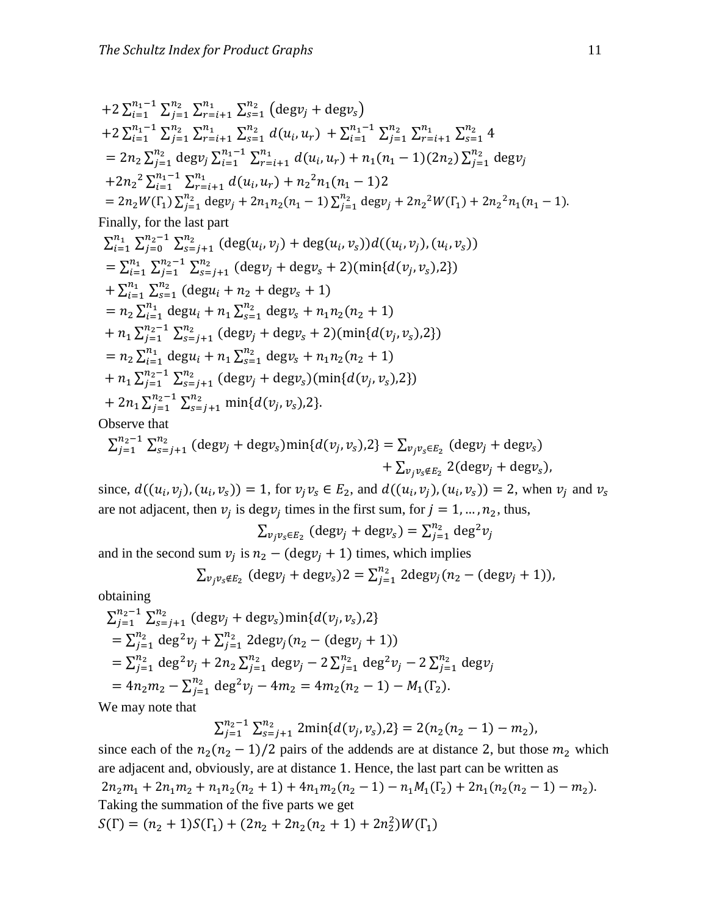$$+2\sum_{i=1}^{n_1-1}\sum_{j=1}^{n_2}\sum_{r=i+1}^{n_1}\sum_{s=1}^{n_2}\left(\deg v_j+\deg v_s\right)$$
$$+2\sum_{i=1}^{n_1-1}\sum_{j=1}^{n_2}\sum_{r=i+1}^{n_1}\sum_{s=1}^{n_2} d(u_i,u_r)\ +\sum_{i=1}^{n_1-1}\sum_{j=1}^{n_2}\sum_{r=i+1}^{n_1}\sum_{s=1}^{n_2} 4$$
$$=2n_2\sum_{j=1}^{n_2}\deg v_j\sum_{i=1}^{n_1-1}\sum_{r=i+1}^{n_1} d(u_i,u_r)+n_1(n_1-1)(2n_2)\sum_{j=1}^{n_2}\deg v_j$$
$$+2{n_2}^2\sum_{i=1}^{n_1-1}\sum_{r=i+1}^{n_1} d(u_i,u_r)+{n_2}^2 n_1(n_1-1)2$$
$$=2n_2 W(\Gamma_1)\sum_{j=1}^{n_2}\deg v_j+2n_1n_2(n_1-1)\sum_{j=1}^{n_2}\deg v_j+2{n_2}^2W(\Gamma_1)+2{n_2}^2n_1(n_1-1).$$

Finally, for the last part

$$\sum_{i=1}^{n_1}\sum_{j=0}^{n_2-1}\sum_{s=j+1}^{n_2}\left(\deg(u_i,v_j)+\deg(u_i,v_s)\right)d((u_i,v_j),(u_i,v_s))$$
$$=\sum_{i=1}^{n_1}\sum_{j=1}^{n_2-1}\sum_{s=j+1}^{n_2}\left(\deg v_j+\deg v_s+2\right)(\min\{d(v_j,v_s),2\})$$
$$+\sum_{i=1}^{n_1}\sum_{s=1}^{n_2}\left(\deg u_i+n_2+\deg v_s+1\right)$$
$$=n_2\sum_{i=1}^{n_1}\deg u_i+n_1\sum_{s=1}^{n_2}\deg v_s+n_1n_2(n_2+1)$$
$$+\,n_1\sum_{j=1}^{n_2-1}\sum_{s=j+1}^{n_2}\left(\deg v_j+\deg v_s+2\right)(\min\{d(v_j,v_s),2\})$$
$$=n_2\sum_{i=1}^{n_1}\deg u_i+n_1\sum_{s=1}^{n_2}\deg v_s+n_1n_2(n_2+1)$$
$$+\,n_1\sum_{j=1}^{n_2-1}\sum_{s=j+1}^{n_2}\left(\deg v_j+\deg v_s\right)(\min\{d(v_j,v_s),2\})$$
$$+\,2n_1\sum_{j=1}^{n_2-1}\sum_{s=j+1}^{n_2}\min\{d(v_j,v_s),2\}.$$

Observe that

$$\sum_{j=1}^{n_2-1}\sum_{s=j+1}^{n_2}\left(\deg v_j+\deg v_s\right)\min\{d(v_j,v_s),2\}=\sum_{v_jv_s\in E_2}\left(\deg v_j+\deg v_s\right)+\sum_{v_jv_s\notin E_2}2(\deg v_j+\deg v_s),$$

since, $d((u_i,v_j),(u_i,v_s))=1$, for $v_jv_s\in E_2$, and $d((u_i,v_j),(u_i,v_s))=2$, when $v_j$ and $v_s$ are not adjacent, then $v_j$ is $\deg v_j$ times in the first sum, for $j=1,\dots,n_2$, thus,

$$\sum_{v_jv_s\in E_2}\left(\deg v_j+\deg v_s\right)=\sum_{j=1}^{n_2}\deg^2 v_j$$

and in the second sum $v_j$ is $n_2-(\deg v_j+1)$ times, which implies

$$\sum_{v_jv_s\notin E_2}\left(\deg v_j+\deg v_s\right)2=\sum_{j=1}^{n_2}2\deg v_j(n_2-(\deg v_j+1)),$$

obtaining

$$\sum_{j=1}^{n_2-1}\sum_{s=j+1}^{n_2}\left(\deg v_j+\deg v_s\right)\min\{d(v_j,v_s),2\}$$
$$=\sum_{j=1}^{n_2}\deg^2 v_j+\sum_{j=1}^{n_2}2\deg v_j(n_2-(\deg v_j+1))$$
$$=\sum_{j=1}^{n_2}\deg^2 v_j+2n_2\sum_{j=1}^{n_2}\deg v_j-2\sum_{j=1}^{n_2}\deg^2 v_j-2\sum_{j=1}^{n_2}\deg v_j$$
$$=4n_2m_2-\sum_{j=1}^{n_2}\deg^2 v_j-4m_2=4m_2(n_2-1)-M_1(\Gamma_2).$$

We may note that

$$\sum_{j=1}^{n_2-1}\sum_{s=j+1}^{n_2}2\min\{d(v_j,v_s),2\}=2(n_2(n_2-1)-m_2),$$

since each of the $n_2(n_2-1)/2$ pairs of the addends are at distance 2, but those $m_2$ which are adjacent and, obviously, are at distance 1. Hence, the last part can be written as

$$2n_2m_1+2n_1m_2+n_1n_2(n_2+1)+4n_1m_2(n_2-1)-n_1M_1(\Gamma_2)+2n_1(n_2(n_2-1)-m_2).$$

Taking the summation of the five parts we get

$$S(\Gamma)=(n_2+1)S(\Gamma_1)+(2n_2+2n_2(n_2+1)+2n_2^2)W(\Gamma_1)$$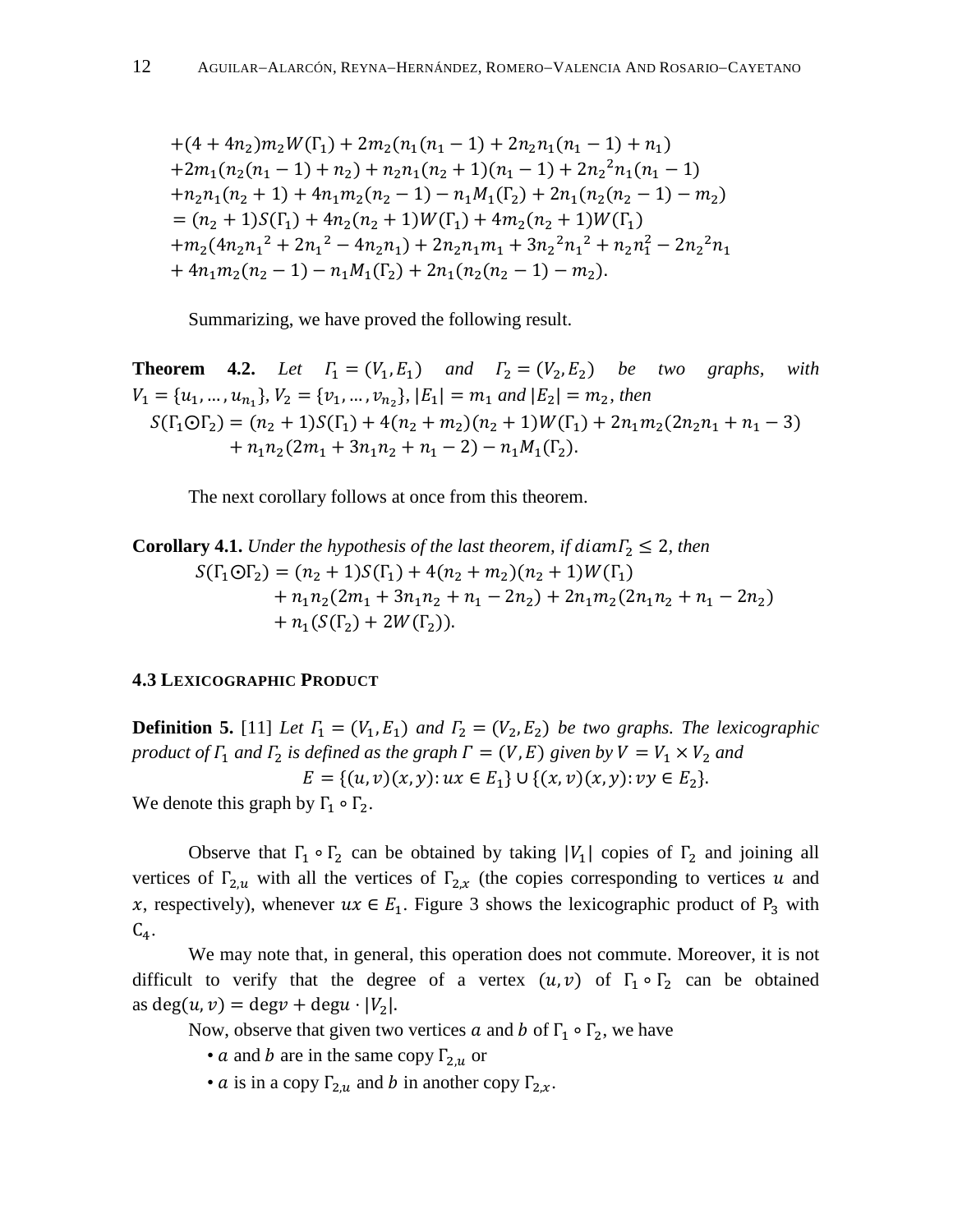$$
\begin{aligned}
&+(4+4n_2)m_2W(\Gamma_1)+2m_2(n_1(n_1-1)+2n_2n_1(n_1-1)+n_1)\\
&+2m_1(n_2(n_1-1)+n_2)+n_2n_1(n_2+1)(n_1-1)+2{n_2}^2n_1(n_1-1)\\
&+n_2n_1(n_2+1)+4n_1m_2(n_2-1)-n_1M_1(\Gamma_2)+2n_1(n_2(n_2-1)-m_2)\\
&=(n_2+1)S(\Gamma_1)+4n_2(n_2+1)W(\Gamma_1)+4m_2(n_2+1)W(\Gamma_1)\\
&+m_2(4n_2{n_1}^2+2{n_1}^2-4n_2n_1)+2n_2n_1m_1+3{n_2}^2{n_1}^2+n_2n_1^2-2{n_2}^2n_1\\
&+4n_1m_2(n_2-1)-n_1M_1(\Gamma_2)+2n_1(n_2(n_2-1)-m_2).
\end{aligned}
$$

Summarizing, we have proved the following result.

**Theorem 4.2.** *Let $\Gamma_1=(V_1,E_1)$ and $\Gamma_2=(V_2,E_2)$ be two graphs, with $V_1=\{u_1,\dots,u_{n_1}\}$, $V_2=\{v_1,\dots,v_{n_2}\}$, $|E_1|=m_1$ and $|E_2|=m_2$, then*

$$
\begin{aligned}
S(\Gamma_1\odot\Gamma_2)&=(n_2+1)S(\Gamma_1)+4(n_2+m_2)(n_2+1)W(\Gamma_1)+2n_1m_2(2n_2n_1+n_1-3)\\
&+n_1n_2(2m_1+3n_1n_2+n_1-2)-n_1M_1(\Gamma_2).
\end{aligned}
$$

The next corollary follows at once from this theorem.

**Corollary 4.1.** *Under the hypothesis of the last theorem, if $diam\Gamma_2\le 2$, then*

$$
\begin{aligned}
S(\Gamma_1\odot\Gamma_2)&=(n_2+1)S(\Gamma_1)+4(n_2+m_2)(n_2+1)W(\Gamma_1)\\
&+n_1n_2(2m_1+3n_1n_2+n_1-2n_2)+2n_1m_2(2n_1n_2+n_1-2n_2)\\
&+n_1(S(\Gamma_2)+2W(\Gamma_2)).
\end{aligned}
$$

### 4.3 Lexicographic Product

**Definition 5.** [11] *Let $\Gamma_1=(V_1,E_1)$ and $\Gamma_2=(V_2,E_2)$ be two graphs. The lexicographic product of $\Gamma_1$ and $\Gamma_2$ is defined as the graph $\Gamma=(V,E)$ given by $V=V_1\times V_2$ and*

$$E=\{(u,v)(x,y): ux\in E_1\}\cup\{(x,v)(x,y): vy\in E_2\}.$$

We denote this graph by $\Gamma_1\circ\Gamma_2$.

Observe that $\Gamma_1\circ\Gamma_2$ can be obtained by taking $|V_1|$ copies of $\Gamma_2$ and joining all vertices of $\Gamma_{2,u}$ with all the vertices of $\Gamma_{2,x}$ (the copies corresponding to vertices $u$ and $x$, respectively), whenever $ux\in E_1$. Figure 3 shows the lexicographic product of $P_3$ with $C_4$.

We may note that, in general, this operation does not commute. Moreover, it is not difficult to verify that the degree of a vertex $(u,v)$ of $\Gamma_1\circ\Gamma_2$ can be obtained as $\deg(u,v)=\deg v+\deg u\cdot|V_2|$.

Now, observe that given two vertices $a$ and $b$ of $\Gamma_1\circ\Gamma_2$, we have

- $a$ and $b$ are in the same copy $\Gamma_{2,u}$ or
- $a$ is in a copy $\Gamma_{2,u}$ and $b$ in another copy $\Gamma_{2,x}$.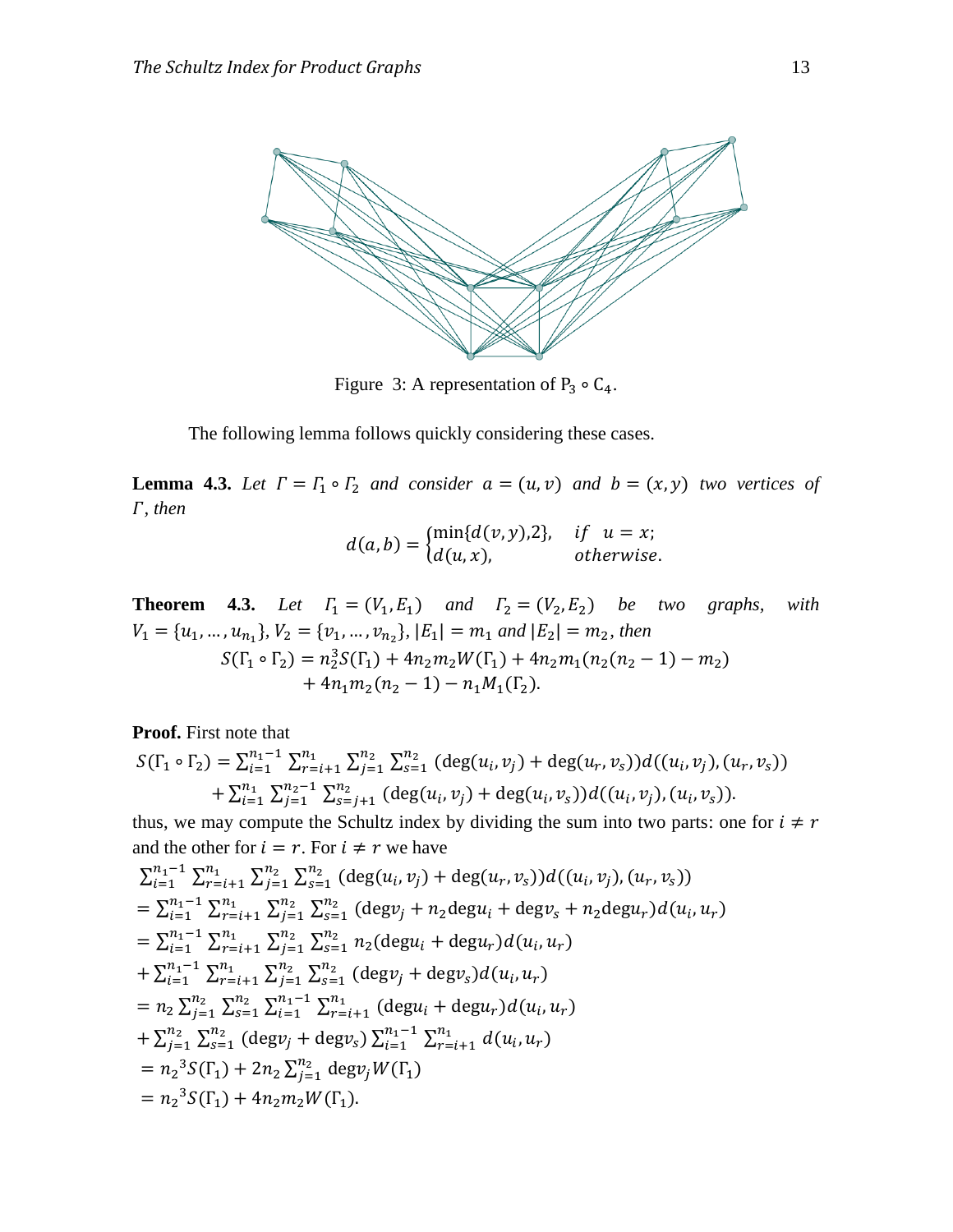Figure 3: A representation of $P_3 \circ C_4$.

The following lemma follows quickly considering these cases.

**Lemma 4.3.** *Let $\Gamma = \Gamma_1 \circ \Gamma_2$ and consider $a = (u, v)$ and $b = (x, y)$ two vertices of $\Gamma$, then*

$$d(a, b) = \begin{cases} \min\{d(v, y), 2\}, & if \ \ u = x; \\ d(u, x), & otherwise. \end{cases}$$

**Theorem 4.3.** *Let $\Gamma_1 = (V_1, E_1)$ and $\Gamma_2 = (V_2, E_2)$ be two graphs, with $V_1 = \{u_1, \dots, u_{n_1}\}$, $V_2 = \{v_1, \dots, v_{n_2}\}$, $|E_1| = m_1$ and $|E_2| = m_2$, then*

$$S(\Gamma_1 \circ \Gamma_2) = n_2^3 S(\Gamma_1) + 4n_2 m_2 W(\Gamma_1) + 4n_2 m_1 (n_2(n_2 - 1) - m_2) + 4n_1 m_2 (n_2 - 1) - n_1 M_1(\Gamma_2).$$

**Proof.** First note that

$$S(\Gamma_1 \circ \Gamma_2) = \sum_{i=1}^{n_1-1} \sum_{r=i+1}^{n_1} \sum_{j=1}^{n_2} \sum_{s=1}^{n_2} (\deg(u_i, v_j) + \deg(u_r, v_s)) d((u_i, v_j), (u_r, v_s)) + \sum_{i=1}^{n_1} \sum_{j=1}^{n_2-1} \sum_{s=j+1}^{n_2} (\deg(u_i, v_j) + \deg(u_i, v_s)) d((u_i, v_j), (u_i, v_s)).$$

thus, we may compute the Schultz index by dividing the sum into two parts: one for $i \neq r$ and the other for $i = r$. For $i \neq r$ we have

$$\begin{aligned}
&\sum_{i=1}^{n_1-1} \sum_{r=i+1}^{n_1} \sum_{j=1}^{n_2} \sum_{s=1}^{n_2} (\deg(u_i, v_j) + \deg(u_r, v_s)) d((u_i, v_j), (u_r, v_s)) \\
&= \sum_{i=1}^{n_1-1} \sum_{r=i+1}^{n_1} \sum_{j=1}^{n_2} \sum_{s=1}^{n_2} (\deg v_j + n_2 \deg u_i + \deg v_s + n_2 \deg u_r) d(u_i, u_r) \\
&= \sum_{i=1}^{n_1-1} \sum_{r=i+1}^{n_1} \sum_{j=1}^{n_2} \sum_{s=1}^{n_2} n_2 (\deg u_i + \deg u_r) d(u_i, u_r) \\
&+ \sum_{i=1}^{n_1-1} \sum_{r=i+1}^{n_1} \sum_{j=1}^{n_2} \sum_{s=1}^{n_2} (\deg v_j + \deg v_s) d(u_i, u_r) \\
&= n_2 \sum_{j=1}^{n_2} \sum_{s=1}^{n_2} \sum_{i=1}^{n_1-1} \sum_{r=i+1}^{n_1} (\deg u_i + \deg u_r) d(u_i, u_r) \\
&+ \sum_{j=1}^{n_2} \sum_{s=1}^{n_2} (\deg v_j + \deg v_s) \sum_{i=1}^{n_1-1} \sum_{r=i+1}^{n_1} d(u_i, u_r) \\
&= {n_2}^3 S(\Gamma_1) + 2n_2 \sum_{j=1}^{n_2} \deg v_j W(\Gamma_1) \\
&= {n_2}^3 S(\Gamma_1) + 4n_2 m_2 W(\Gamma_1).
\end{aligned}$$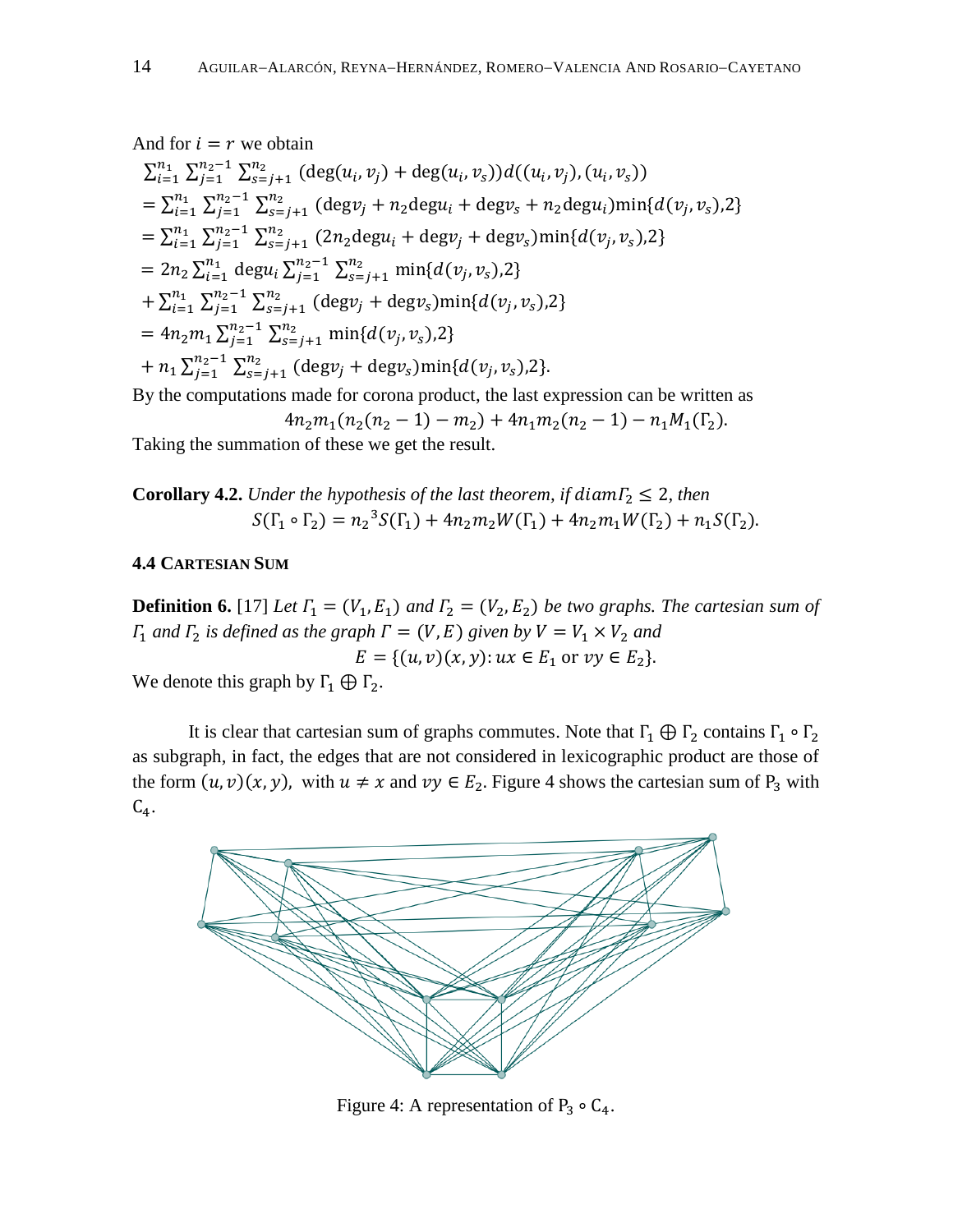And for $i = r$ we obtain

$$\sum_{i=1}^{n_1} \sum_{j=1}^{n_2-1} \sum_{s=j+1}^{n_2} (\deg(u_i, v_j) + \deg(u_i, v_s)) d((u_i, v_j), (u_i, v_s))$$
$$= \sum_{i=1}^{n_1} \sum_{j=1}^{n_2-1} \sum_{s=j+1}^{n_2} (\deg v_j + n_2 \deg u_i + \deg v_s + n_2 \deg u_i) \min\{d(v_j, v_s), 2\}$$
$$= \sum_{i=1}^{n_1} \sum_{j=1}^{n_2-1} \sum_{s=j+1}^{n_2} (2n_2 \deg u_i + \deg v_j + \deg v_s) \min\{d(v_j, v_s), 2\}$$
$$= 2n_2 \sum_{i=1}^{n_1} \deg u_i \sum_{j=1}^{n_2-1} \sum_{s=j+1}^{n_2} \min\{d(v_j, v_s), 2\}$$
$$+ \sum_{i=1}^{n_1} \sum_{j=1}^{n_2-1} \sum_{s=j+1}^{n_2} (\deg v_j + \deg v_s) \min\{d(v_j, v_s), 2\}$$
$$= 4n_2 m_1 \sum_{j=1}^{n_2-1} \sum_{s=j+1}^{n_2} \min\{d(v_j, v_s), 2\}$$
$$+ n_1 \sum_{j=1}^{n_2-1} \sum_{s=j+1}^{n_2} (\deg v_j + \deg v_s) \min\{d(v_j, v_s), 2\}.$$

By the computations made for corona product, the last expression can be written as

$$4n_2 m_1 (n_2(n_2 - 1) - m_2) + 4n_1 m_2 (n_2 - 1) - n_1 M_1(\Gamma_2).$$

Taking the summation of these we get the result.

**Corollary 4.2.** *Under the hypothesis of the last theorem, if $diam\Gamma_2 \leq 2$, then*

$$S(\Gamma_1 \circ \Gamma_2) = n_2{}^3 S(\Gamma_1) + 4n_2 m_2 W(\Gamma_1) + 4n_2 m_1 W(\Gamma_2) + n_1 S(\Gamma_2).$$

### 4.4 Cartesian Sum

**Definition 6.** [17] *Let $\Gamma_1 = (V_1, E_1)$ and $\Gamma_2 = (V_2, E_2)$ be two graphs. The cartesian sum of $\Gamma_1$ and $\Gamma_2$ is defined as the graph $\Gamma = (V, E)$ given by $V = V_1 \times V_2$ and*

$$E = \{(u, v)(x, y) : ux \in E_1 \text{ or } vy \in E_2\}.$$

We denote this graph by $\Gamma_1 \oplus \Gamma_2$.

It is clear that cartesian sum of graphs commutes. Note that $\Gamma_1 \oplus \Gamma_2$ contains $\Gamma_1 \circ \Gamma_2$ as subgraph, in fact, the edges that are not considered in lexicographic product are those of the form $(u, v)(x, y)$, with $u \neq x$ and $vy \in E_2$. Figure 4 shows the cartesian sum of $P_3$ with $C_4$.

Figure 4: A representation of $P_3 \circ C_4$.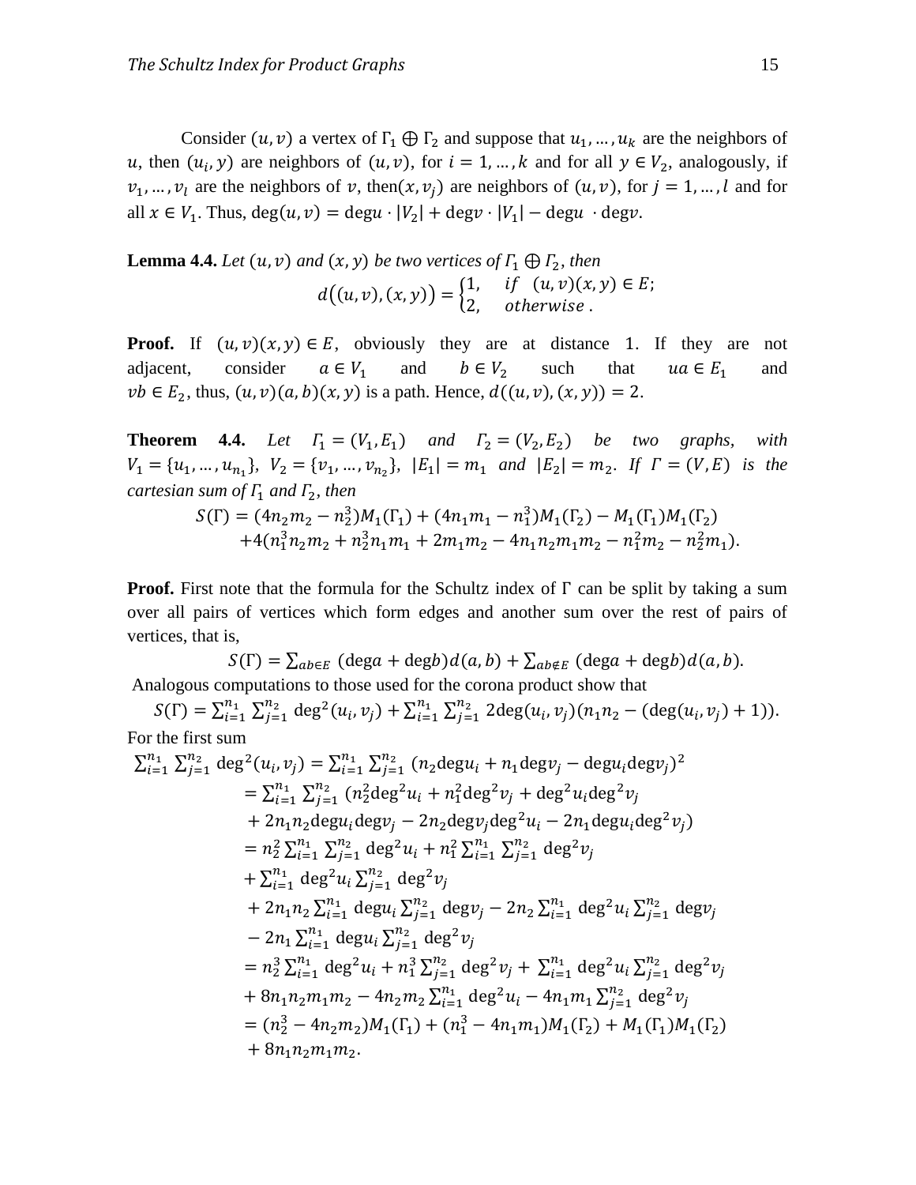Consider $(u, v)$ a vertex of $\Gamma_1 \oplus \Gamma_2$ and suppose that $u_1, \dots, u_k$ are the neighbors of $u$, then $(u_i, y)$ are neighbors of $(u, v)$, for $i = 1, \dots, k$ and for all $y \in V_2$, analogously, if $v_1, \dots, v_l$ are the neighbors of $v$, then $(x, v_j)$ are neighbors of $(u, v)$, for $j = 1, \dots, l$ and for all $x \in V_1$. Thus, $\deg(u, v) = \deg u \cdot |V_2| + \deg v \cdot |V_1| - \deg u \cdot \deg v$.

**Lemma 4.4.** *Let $(u, v)$ and $(x, y)$ be two vertices of $\Gamma_1 \oplus \Gamma_2$, then*

$$d\big((u,v),(x,y)\big) = \begin{cases} 1, & if \quad (u,v)(x,y) \in E; \\ 2, & otherwise\ . \end{cases}$$

**Proof.** If $(u,v)(x,y) \in E$, obviously they are at distance 1. If they are not adjacent, consider $a \in V_1$ and $b \in V_2$ such that $ua \in E_1$ and $vb \in E_2$, thus, $(u,v)(a,b)(x,y)$ is a path. Hence, $d((u,v),(x,y)) = 2$.

**Theorem 4.4.** *Let $\Gamma_1 = (V_1, E_1)$ and $\Gamma_2 = (V_2, E_2)$ be two graphs, with $V_1 = \{u_1, \dots, u_{n_1}\}$, $V_2 = \{v_1, \dots, v_{n_2}\}$, $|E_1| = m_1$ and $|E_2| = m_2$. If $\Gamma = (V, E)$ is the cartesian sum of $\Gamma_1$ and $\Gamma_2$, then*

$$S(\Gamma) = (4n_2m_2 - n_2^3)M_1(\Gamma_1) + (4n_1m_1 - n_1^3)M_1(\Gamma_2) - M_1(\Gamma_1)M_1(\Gamma_2)$$
$$+4(n_1^3n_2m_2 + n_2^3n_1m_1 + 2m_1m_2 - 4n_1n_2m_1m_2 - n_1^2m_2 - n_2^2m_1).$$

**Proof.** First note that the formula for the Schultz index of $\Gamma$ can be split by taking a sum over all pairs of vertices which form edges and another sum over the rest of pairs of vertices, that is,

$$S(\Gamma) = \sum_{ab\in E} (\deg a + \deg b)d(a,b) + \sum_{ab\notin E} (\deg a + \deg b)d(a,b).$$

Analogous computations to those used for the corona product show that

$$S(\Gamma) = \sum_{i=1}^{n_1}\sum_{j=1}^{n_2} \deg^2(u_i,v_j) + \sum_{i=1}^{n_1}\sum_{j=1}^{n_2} 2\deg(u_i,v_j)(n_1n_2 - (\deg(u_i,v_j)+1)).$$

For the first sum

$$\begin{aligned}
\sum_{i=1}^{n_1}\sum_{j=1}^{n_2} \deg^2(u_i,v_j) &= \sum_{i=1}^{n_1}\sum_{j=1}^{n_2} (n_2\deg u_i + n_1\deg v_j - \deg u_i \deg v_j)^2 \\
&= \sum_{i=1}^{n_1}\sum_{j=1}^{n_2} (n_2^2\deg^2 u_i + n_1^2\deg^2 v_j + \deg^2 u_i \deg^2 v_j \\
&\quad + 2n_1n_2\deg u_i\deg v_j - 2n_2\deg v_j\deg^2 u_i - 2n_1\deg u_i\deg^2 v_j) \\
&= n_2^2\sum_{i=1}^{n_1}\sum_{j=1}^{n_2} \deg^2 u_i + n_1^2\sum_{i=1}^{n_1}\sum_{j=1}^{n_2} \deg^2 v_j \\
&\quad + \sum_{i=1}^{n_1} \deg^2 u_i \sum_{j=1}^{n_2} \deg^2 v_j \\
&\quad + 2n_1n_2\sum_{i=1}^{n_1} \deg u_i \sum_{j=1}^{n_2} \deg v_j - 2n_2\sum_{i=1}^{n_1} \deg^2 u_i \sum_{j=1}^{n_2} \deg v_j \\
&\quad - 2n_1\sum_{i=1}^{n_1} \deg u_i \sum_{j=1}^{n_2} \deg^2 v_j \\
&= n_2^3\sum_{i=1}^{n_1} \deg^2 u_i + n_1^3\sum_{j=1}^{n_2} \deg^2 v_j + \sum_{i=1}^{n_1} \deg^2 u_i \sum_{j=1}^{n_2} \deg^2 v_j \\
&\quad + 8n_1n_2m_1m_2 - 4n_2m_2\sum_{i=1}^{n_1} \deg^2 u_i - 4n_1m_1\sum_{j=1}^{n_2} \deg^2 v_j \\
&= (n_2^3 - 4n_2m_2)M_1(\Gamma_1) + (n_1^3 - 4n_1m_1)M_1(\Gamma_2) + M_1(\Gamma_1)M_1(\Gamma_2) \\
&\quad + 8n_1n_2m_1m_2.
\end{aligned}$$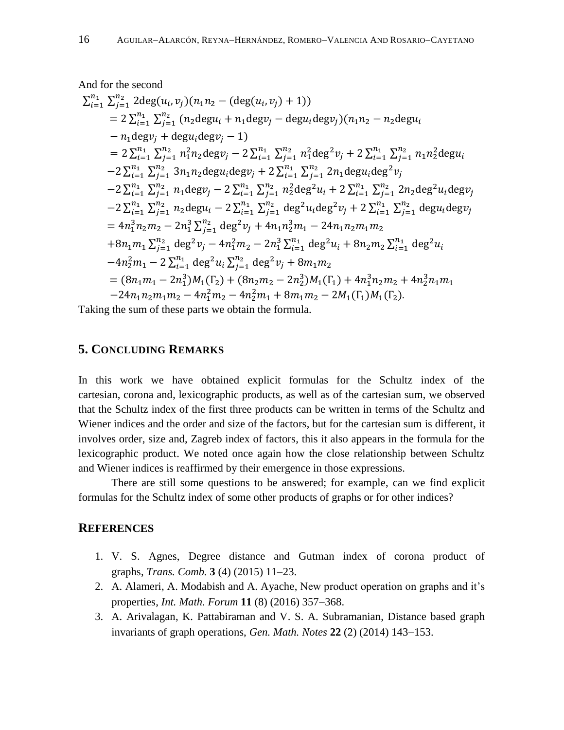And for the second

$$
\begin{aligned}
&\sum_{i=1}^{n_1}\sum_{j=1}^{n_2} 2\deg(u_i,v_j)(n_1n_2-(\deg(u_i,v_j)+1))\\
&\quad = 2\sum_{i=1}^{n_1}\sum_{j=1}^{n_2}(n_2\deg u_i+n_1\deg v_j-\deg u_i\deg v_j)(n_1n_2-n_2\deg u_i\\
&\quad -n_1\deg v_j+\deg u_i\deg v_j-1)\\
&\quad = 2\sum_{i=1}^{n_1}\sum_{j=1}^{n_2} n_1^2n_2\deg v_j-2\sum_{i=1}^{n_1}\sum_{j=1}^{n_2} n_1^2\deg^2 v_j+2\sum_{i=1}^{n_1}\sum_{j=1}^{n_2} n_1n_2^2\deg u_i\\
&\quad -2\sum_{i=1}^{n_1}\sum_{j=1}^{n_2} 3n_1n_2\deg u_i\deg v_j+2\sum_{i=1}^{n_1}\sum_{j=1}^{n_2} 2n_1\deg u_i\deg^2 v_j\\
&\quad -2\sum_{i=1}^{n_1}\sum_{j=1}^{n_2} n_1\deg v_j-2\sum_{i=1}^{n_1}\sum_{j=1}^{n_2} n_2^2\deg^2 u_i+2\sum_{i=1}^{n_1}\sum_{j=1}^{n_2} 2n_2\deg^2 u_i\deg v_j\\
&\quad -2\sum_{i=1}^{n_1}\sum_{j=1}^{n_2} n_2\deg u_i-2\sum_{i=1}^{n_1}\sum_{j=1}^{n_2}\deg^2 u_i\deg^2 v_j+2\sum_{i=1}^{n_1}\sum_{j=1}^{n_2}\deg u_i\deg v_j\\
&\quad = 4n_1^3n_2m_2-2n_1^3\sum_{j=1}^{n_2}\deg^2 v_j+4n_1n_2^3m_1-24n_1n_2m_1m_2\\
&\quad +8n_1m_1\sum_{j=1}^{n_2}\deg^2 v_j-4n_1^2m_2-2n_1^3\sum_{i=1}^{n_1}\deg^2 u_i+8n_2m_2\sum_{i=1}^{n_1}\deg^2 u_i\\
&\quad -4n_2^2m_1-2\sum_{i=1}^{n_1}\deg^2 u_i\sum_{j=1}^{n_2}\deg^2 v_j+8m_1m_2\\
&\quad = (8n_1m_1-2n_1^3)M_1(\Gamma_2)+(8n_2m_2-2n_2^3)M_1(\Gamma_1)+4n_1^3n_2m_2+4n_2^3n_1m_1\\
&\quad -24n_1n_2m_1m_2-4n_1^2m_2-4n_2^2m_1+8m_1m_2-2M_1(\Gamma_1)M_1(\Gamma_2).
\end{aligned}
$$

Taking the sum of these parts we obtain the formula.

## 5. Concluding Remarks

In this work we have obtained explicit formulas for the Schultz index of the cartesian, corona and, lexicographic products, as well as of the cartesian sum, we observed that the Schultz index of the first three products can be written in terms of the Schultz and Wiener indices and the order and size of the factors, but for the cartesian sum is different, it involves order, size and, Zagreb index of factors, this it also appears in the formula for the lexicographic product. We noted once again how the close relationship between Schultz and Wiener indices is reaffirmed by their emergence in those expressions.

There are still some questions to be answered; for example, can we find explicit formulas for the Schultz index of some other products of graphs or for other indices?

## References

1. V. S. Agnes, Degree distance and Gutman index of corona product of graphs, *Trans. Comb.* **3** (4) (2015) 11–23.
2. A. Alameri, A. Modabish and A. Ayache, New product operation on graphs and it's properties, *Int. Math. Forum* **11** (8) (2016) 357–368.
3. A. Arivalagan, K. Pattabiraman and V. S. A. Subramanian, Distance based graph invariants of graph operations, *Gen. Math. Notes* **22** (2) (2014) 143–153.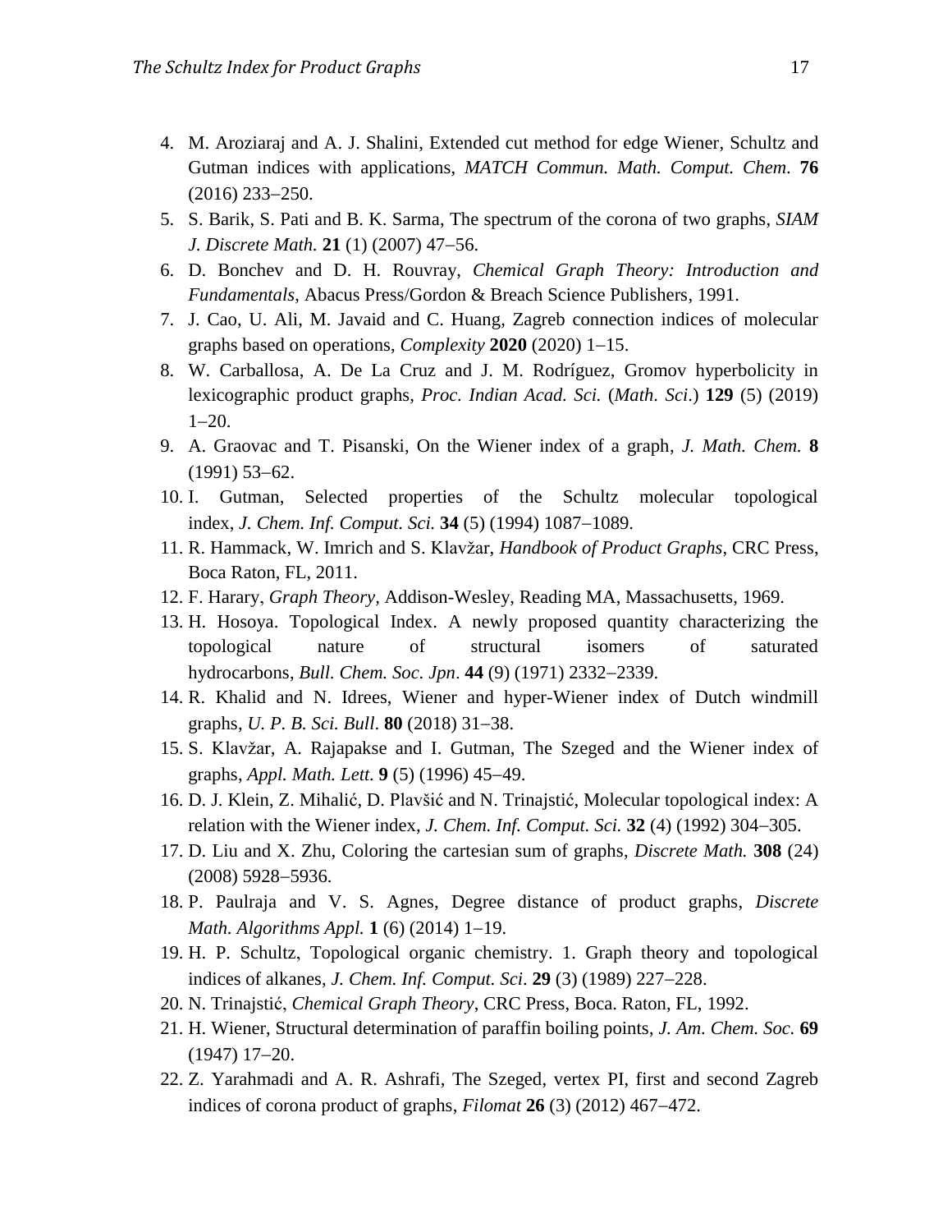4. M. Aroziaraj and A. J. Shalini, Extended cut method for edge Wiener, Schultz and Gutman indices with applications, *MATCH Commun. Math. Comput. Chem.* **76** (2016) 233−250.
5. S. Barik, S. Pati and B. K. Sarma, The spectrum of the corona of two graphs, *SIAM J. Discrete Math.* **21** (1) (2007) 47−56.
6. D. Bonchev and D. H. Rouvray, *Chemical Graph Theory: Introduction and Fundamentals*, Abacus Press/Gordon & Breach Science Publishers, 1991.
7. J. Cao, U. Ali, M. Javaid and C. Huang, Zagreb connection indices of molecular graphs based on operations, *Complexity* **2020** (2020) 1−15.
8. W. Carballosa, A. De La Cruz and J. M. Rodríguez, Gromov hyperbolicity in lexicographic product graphs, *Proc. Indian Acad. Sci.* (*Math. Sci*.) **129** (5) (2019) 1−20.
9. A. Graovac and T. Pisanski, On the Wiener index of a graph, *J. Math. Chem.* **8** (1991) 53−62.
10. I. Gutman, Selected properties of the Schultz molecular topological index, *J. Chem. Inf. Comput. Sci.* **34** (5) (1994) 1087−1089.
11. R. Hammack, W. Imrich and S. Klavžar, *Handbook of Product Graphs*, CRC Press, Boca Raton, FL, 2011.
12. F. Harary, *Graph Theory*, Addison-Wesley, Reading MA, Massachusetts, 1969.
13. H. Hosoya. Topological Index. A newly proposed quantity characterizing the topological nature of structural isomers of saturated hydrocarbons, *Bull. Chem. Soc. Jpn*. **44** (9) (1971) 2332−2339.
14. R. Khalid and N. Idrees, Wiener and hyper-Wiener index of Dutch windmill graphs, *U. P. B. Sci. Bull*. **80** (2018) 31−38.
15. S. Klavžar, A. Rajapakse and I. Gutman, The Szeged and the Wiener index of graphs, *Appl. Math. Lett.* **9** (5) (1996) 45−49.
16. D. J. Klein, Z. Mihalić, D. Plavšić and N. Trinajstić, Molecular topological index: A relation with the Wiener index, *J. Chem. Inf. Comput. Sci.* **32** (4) (1992) 304−305.
17. D. Liu and X. Zhu, Coloring the cartesian sum of graphs, *Discrete Math.* **308** (24) (2008) 5928−5936.
18. P. Paulraja and V. S. Agnes, Degree distance of product graphs, *Discrete Math. Algorithms Appl.* **1** (6) (2014) 1−19.
19. H. P. Schultz, Topological organic chemistry. 1. Graph theory and topological indices of alkanes, *J. Chem. Inf. Comput. Sci*. **29** (3) (1989) 227−228.
20. N. Trinajstić, *Chemical Graph Theory*, CRC Press, Boca. Raton, FL, 1992.
21. H. Wiener, Structural determination of paraffin boiling points, *J. Am. Chem. Soc.* **69** (1947) 17−20.
22. Z. Yarahmadi and A. R. Ashrafi, The Szeged, vertex PI, first and second Zagreb indices of corona product of graphs, *Filomat* **26** (3) (2012) 467−472.